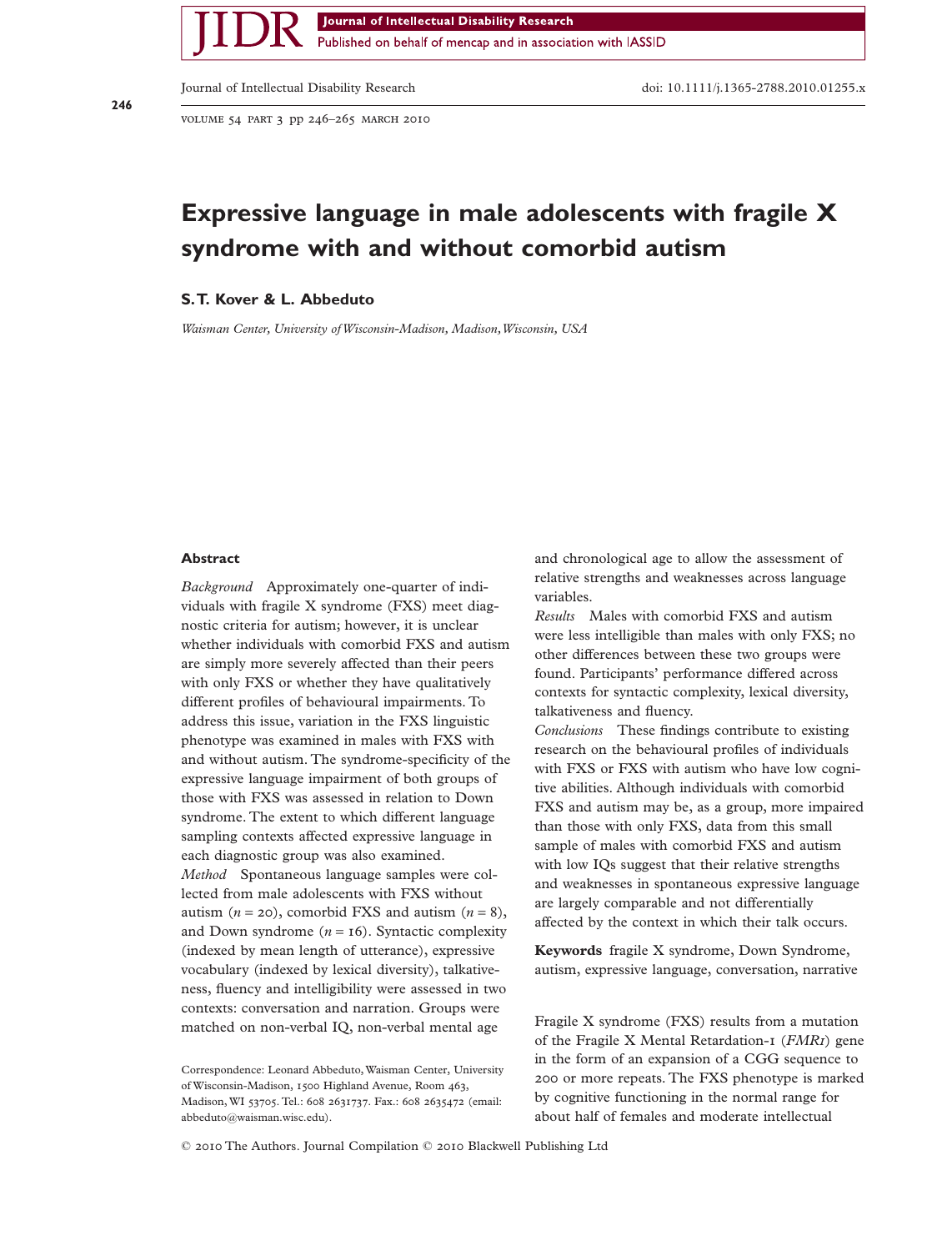# Expressive language in male adolescents with fragile X syndrome with and without comorbid autism

**S. T. Kover & L. Abbeduto**

*Waisman Center, University of Wisconsin-Madison, Madison, Wisconsin, USA*

## Abstract

*Background* Approximately one-quarter of individuals with fragile X syndrome (FXS) meet diagnostic criteria for autism; however, it is unclear whether individuals with comorbid FXS and autism are simply more severely affected than their peers with only FXS or whether they have qualitatively different profiles of behavioural impairments. To address this issue, variation in the FXS linguistic phenotype was examined in males with FXS with and without autism. The syndrome-specificity of the expressive language impairment of both groups of those with FXS was assessed in relation to Down syndrome. The extent to which different language sampling contexts affected expressive language in each diagnostic group was also examined.

*Method* Spontaneous language samples were collected from male adolescents with FXS without autism ($n = 20$), comorbid FXS and autism ($n = 8$), and Down syndrome ($n = 16$). Syntactic complexity (indexed by mean length of utterance), expressive vocabulary (indexed by lexical diversity), talkativeness, fluency and intelligibility were assessed in two contexts: conversation and narration. Groups were matched on non-verbal IQ, non-verbal mental age and chronological age to allow the assessment of relative strengths and weaknesses across language variables.

*Results* Males with comorbid FXS and autism were less intelligible than males with only FXS; no other differences between these two groups were found. Participants' performance differed across contexts for syntactic complexity, lexical diversity, talkativeness and fluency.

*Conclusions* These findings contribute to existing research on the behavioural profiles of individuals with FXS or FXS with autism who have low cognitive abilities. Although individuals with comorbid FXS and autism may be, as a group, more impaired than those with only FXS, data from this small sample of males with comorbid FXS and autism with low IQs suggest that their relative strengths and weaknesses in spontaneous expressive language are largely comparable and not differentially affected by the context in which their talk occurs.

**Keywords** fragile X syndrome, Down Syndrome, autism, expressive language, conversation, narrative

Correspondence: Leonard Abbeduto, Waisman Center, University of Wisconsin-Madison, 1500 Highland Avenue, Room 463, Madison, WI 53705. Tel.: 608 2631737. Fax.: 608 2635472 (email: abbeduto@waisman.wisc.edu).

Fragile X syndrome (FXS) results from a mutation of the Fragile X Mental Retardation-1 (*FMR1*) gene in the form of an expansion of a CGG sequence to 200 or more repeats. The FXS phenotype is marked by cognitive functioning in the normal range for about half of females and moderate intellectual

© 2010 The Authors. Journal Compilation © 2010 Blackwell Publishing Ltd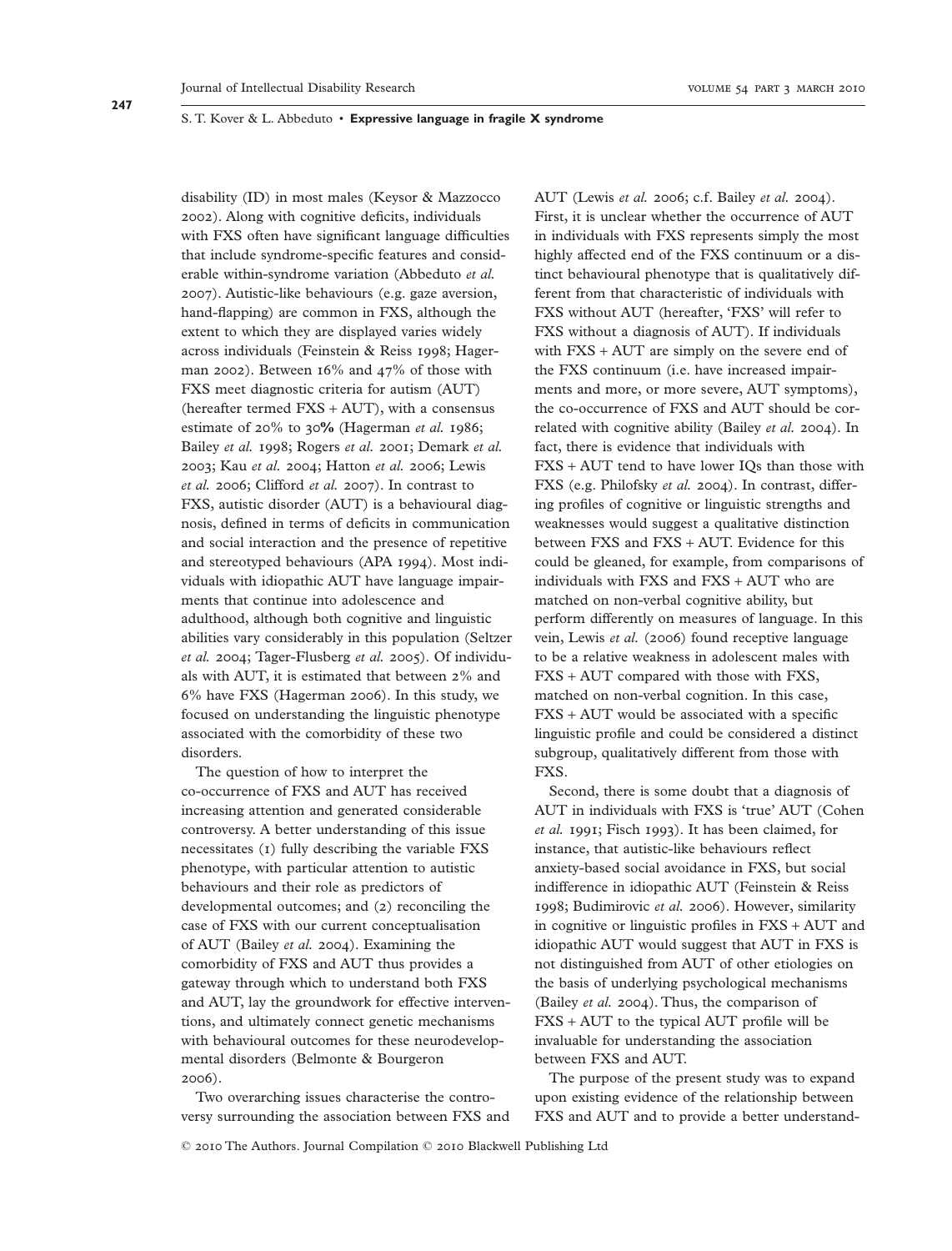disability (ID) in most males (Keysor & Mazzocco 2002). Along with cognitive deficits, individuals with FXS often have significant language difficulties that include syndrome-specific features and considerable within-syndrome variation (Abbeduto *et al.* 2007). Autistic-like behaviours (e.g. gaze aversion, hand-flapping) are common in FXS, although the extent to which they are displayed varies widely across individuals (Feinstein & Reiss 1998; Hagerman 2002). Between 16% and 47% of those with FXS meet diagnostic criteria for autism (AUT) (hereafter termed FXS + AUT), with a consensus estimate of 20% to 30**%** (Hagerman *et al.* 1986; Bailey *et al.* 1998; Rogers *et al.* 2001; Demark *et al.* 2003; Kau *et al.* 2004; Hatton *et al.* 2006; Lewis *et al.* 2006; Clifford *et al.* 2007). In contrast to FXS, autistic disorder (AUT) is a behavioural diagnosis, defined in terms of deficits in communication and social interaction and the presence of repetitive and stereotyped behaviours (APA 1994). Most individuals with idiopathic AUT have language impairments that continue into adolescence and adulthood, although both cognitive and linguistic abilities vary considerably in this population (Seltzer *et al.* 2004; Tager-Flusberg *et al.* 2005). Of individuals with AUT, it is estimated that between 2% and 6% have FXS (Hagerman 2006). In this study, we focused on understanding the linguistic phenotype associated with the comorbidity of these two disorders.

The question of how to interpret the co-occurrence of FXS and AUT has received increasing attention and generated considerable controversy. A better understanding of this issue necessitates (1) fully describing the variable FXS phenotype, with particular attention to autistic behaviours and their role as predictors of developmental outcomes; and (2) reconciling the case of FXS with our current conceptualisation of AUT (Bailey *et al.* 2004). Examining the comorbidity of FXS and AUT thus provides a gateway through which to understand both FXS and AUT, lay the groundwork for effective interventions, and ultimately connect genetic mechanisms with behavioural outcomes for these neurodevelopmental disorders (Belmonte & Bourgeron 2006).

Two overarching issues characterise the controversy surrounding the association between FXS and AUT (Lewis *et al.* 2006; c.f. Bailey *et al.* 2004). First, it is unclear whether the occurrence of AUT in individuals with FXS represents simply the most highly affected end of the FXS continuum or a distinct behavioural phenotype that is qualitatively different from that characteristic of individuals with FXS without AUT (hereafter, 'FXS' will refer to FXS without a diagnosis of AUT). If individuals with FXS + AUT are simply on the severe end of the FXS continuum (i.e. have increased impairments and more, or more severe, AUT symptoms), the co-occurrence of FXS and AUT should be correlated with cognitive ability (Bailey *et al.* 2004). In fact, there is evidence that individuals with FXS + AUT tend to have lower IQs than those with FXS (e.g. Philofsky *et al.* 2004). In contrast, differing profiles of cognitive or linguistic strengths and weaknesses would suggest a qualitative distinction between FXS and FXS + AUT. Evidence for this could be gleaned, for example, from comparisons of individuals with FXS and FXS + AUT who are matched on non-verbal cognitive ability, but perform differently on measures of language. In this vein, Lewis *et al.* (2006) found receptive language to be a relative weakness in adolescent males with FXS + AUT compared with those with FXS, matched on non-verbal cognition. In this case, FXS + AUT would be associated with a specific linguistic profile and could be considered a distinct subgroup, qualitatively different from those with FXS.

Second, there is some doubt that a diagnosis of AUT in individuals with FXS is 'true' AUT (Cohen *et al.* 1991; Fisch 1993). It has been claimed, for instance, that autistic-like behaviours reflect anxiety-based social avoidance in FXS, but social indifference in idiopathic AUT (Feinstein & Reiss 1998; Budimirovic *et al.* 2006). However, similarity in cognitive or linguistic profiles in FXS + AUT and idiopathic AUT would suggest that AUT in FXS is not distinguished from AUT of other etiologies on the basis of underlying psychological mechanisms (Bailey *et al.* 2004). Thus, the comparison of FXS + AUT to the typical AUT profile will be invaluable for understanding the association between FXS and AUT.

The purpose of the present study was to expand upon existing evidence of the relationship between FXS and AUT and to provide a better understand-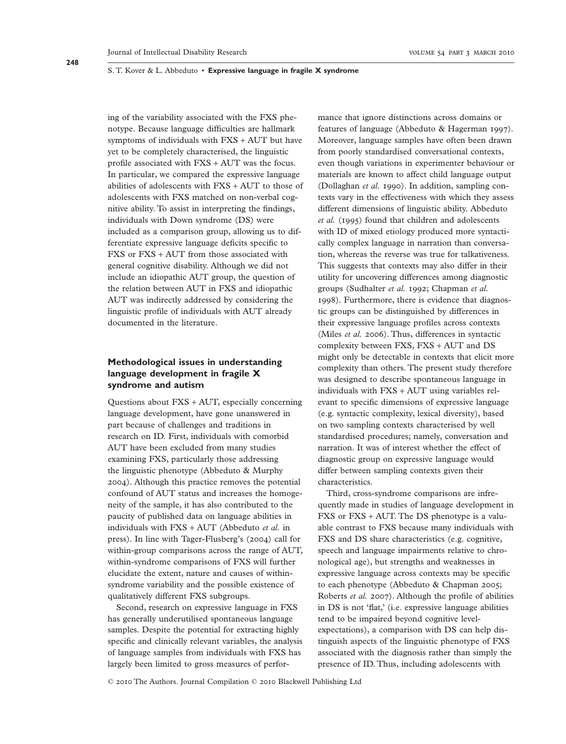ing of the variability associated with the FXS phenotype. Because language difficulties are hallmark symptoms of individuals with FXS + AUT but have yet to be completely characterised, the linguistic profile associated with FXS + AUT was the focus. In particular, we compared the expressive language abilities of adolescents with FXS + AUT to those of adolescents with FXS matched on non-verbal cognitive ability. To assist in interpreting the findings, individuals with Down syndrome (DS) were included as a comparison group, allowing us to differentiate expressive language deficits specific to FXS or FXS + AUT from those associated with general cognitive disability. Although we did not include an idiopathic AUT group, the question of the relation between AUT in FXS and idiopathic AUT was indirectly addressed by considering the linguistic profile of individuals with AUT already documented in the literature.

## Methodological issues in understanding language development in fragile X syndrome and autism

Questions about FXS + AUT, especially concerning language development, have gone unanswered in part because of challenges and traditions in research on ID. First, individuals with comorbid AUT have been excluded from many studies examining FXS, particularly those addressing the linguistic phenotype (Abbeduto & Murphy 2004). Although this practice removes the potential confound of AUT status and increases the homogeneity of the sample, it has also contributed to the paucity of published data on language abilities in individuals with FXS + AUT (Abbeduto *et al.* in press). In line with Tager-Flusberg's (2004) call for within-group comparisons across the range of AUT, within-syndrome comparisons of FXS will further elucidate the extent, nature and causes of within-syndrome variability and the possible existence of qualitatively different FXS subgroups.

Second, research on expressive language in FXS has generally underutilised spontaneous language samples. Despite the potential for extracting highly specific and clinically relevant variables, the analysis of language samples from individuals with FXS has largely been limited to gross measures of performance that ignore distinctions across domains or features of language (Abbeduto & Hagerman 1997). Moreover, language samples have often been drawn from poorly standardised conversational contexts, even though variations in experimenter behaviour or materials are known to affect child language output (Dollaghan *et al.* 1990). In addition, sampling contexts vary in the effectiveness with which they assess different dimensions of linguistic ability. Abbeduto *et al.* (1995) found that children and adolescents with ID of mixed etiology produced more syntactically complex language in narration than conversation, whereas the reverse was true for talkativeness. This suggests that contexts may also differ in their utility for uncovering differences among diagnostic groups (Sudhalter *et al.* 1992; Chapman *et al.* 1998). Furthermore, there is evidence that diagnostic groups can be distinguished by differences in their expressive language profiles across contexts (Miles *et al.* 2006). Thus, differences in syntactic complexity between FXS, FXS + AUT and DS might only be detectable in contexts that elicit more complexity than others. The present study therefore was designed to describe spontaneous language in individuals with FXS + AUT using variables relevant to specific dimensions of expressive language (e.g. syntactic complexity, lexical diversity), based on two sampling contexts characterised by well standardised procedures; namely, conversation and narration. It was of interest whether the effect of diagnostic group on expressive language would differ between sampling contexts given their characteristics.

Third, cross-syndrome comparisons are infrequently made in studies of language development in FXS or FXS + AUT. The DS phenotype is a valuable contrast to FXS because many individuals with FXS and DS share characteristics (e.g. cognitive, speech and language impairments relative to chronological age), but strengths and weaknesses in expressive language across contexts may be specific to each phenotype (Abbeduto & Chapman 2005; Roberts *et al.* 2007). Although the profile of abilities in DS is not 'flat,' (i.e. expressive language abilities tend to be impaired beyond cognitive level-expectations), a comparison with DS can help distinguish aspects of the linguistic phenotype of FXS associated with the diagnosis rather than simply the presence of ID. Thus, including adolescents with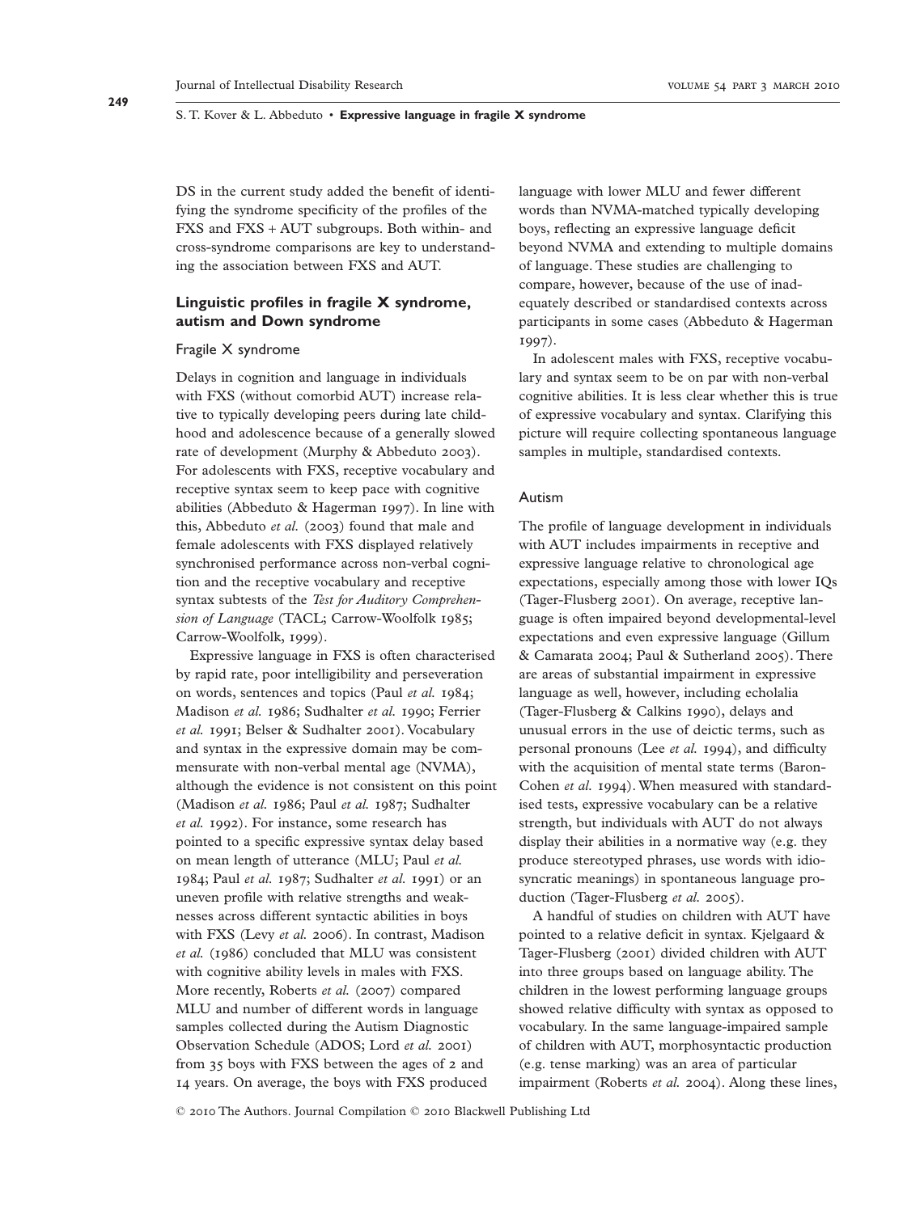DS in the current study added the benefit of identifying the syndrome specificity of the profiles of the FXS and FXS + AUT subgroups. Both within- and cross-syndrome comparisons are key to understanding the association between FXS and AUT.

## Linguistic profiles in fragile X syndrome, autism and Down syndrome

### Fragile X syndrome

Delays in cognition and language in individuals with FXS (without comorbid AUT) increase relative to typically developing peers during late childhood and adolescence because of a generally slowed rate of development (Murphy & Abbeduto 2003). For adolescents with FXS, receptive vocabulary and receptive syntax seem to keep pace with cognitive abilities (Abbeduto & Hagerman 1997). In line with this, Abbeduto *et al.* (2003) found that male and female adolescents with FXS displayed relatively synchronised performance across non-verbal cognition and the receptive vocabulary and receptive syntax subtests of the *Test for Auditory Comprehension of Language* (TACL; Carrow-Woolfolk 1985; Carrow-Woolfolk, 1999).

Expressive language in FXS is often characterised by rapid rate, poor intelligibility and perseveration on words, sentences and topics (Paul *et al.* 1984; Madison *et al.* 1986; Sudhalter *et al.* 1990; Ferrier *et al.* 1991; Belser & Sudhalter 2001). Vocabulary and syntax in the expressive domain may be commensurate with non-verbal mental age (NVMA), although the evidence is not consistent on this point (Madison *et al.* 1986; Paul *et al.* 1987; Sudhalter *et al.* 1992). For instance, some research has pointed to a specific expressive syntax delay based on mean length of utterance (MLU; Paul *et al.* 1984; Paul *et al.* 1987; Sudhalter *et al.* 1991) or an uneven profile with relative strengths and weaknesses across different syntactic abilities in boys with FXS (Levy *et al.* 2006). In contrast, Madison *et al.* (1986) concluded that MLU was consistent with cognitive ability levels in males with FXS. More recently, Roberts *et al.* (2007) compared MLU and number of different words in language samples collected during the Autism Diagnostic Observation Schedule (ADOS; Lord *et al.* 2001) from 35 boys with FXS between the ages of 2 and 14 years. On average, the boys with FXS produced language with lower MLU and fewer different words than NVMA-matched typically developing boys, reflecting an expressive language deficit beyond NVMA and extending to multiple domains of language. These studies are challenging to compare, however, because of the use of inadequately described or standardised contexts across participants in some cases (Abbeduto & Hagerman 1997).

In adolescent males with FXS, receptive vocabulary and syntax seem to be on par with non-verbal cognitive abilities. It is less clear whether this is true of expressive vocabulary and syntax. Clarifying this picture will require collecting spontaneous language samples in multiple, standardised contexts.

### Autism

The profile of language development in individuals with AUT includes impairments in receptive and expressive language relative to chronological age expectations, especially among those with lower IQs (Tager-Flusberg 2001). On average, receptive language is often impaired beyond developmental-level expectations and even expressive language (Gillum & Camarata 2004; Paul & Sutherland 2005). There are areas of substantial impairment in expressive language as well, however, including echolalia (Tager-Flusberg & Calkins 1990), delays and unusual errors in the use of deictic terms, such as personal pronouns (Lee *et al.* 1994), and difficulty with the acquisition of mental state terms (Baron-Cohen *et al.* 1994). When measured with standardised tests, expressive vocabulary can be a relative strength, but individuals with AUT do not always display their abilities in a normative way (e.g. they produce stereotyped phrases, use words with idiosyncratic meanings) in spontaneous language production (Tager-Flusberg *et al.* 2005).

A handful of studies on children with AUT have pointed to a relative deficit in syntax. Kjelgaard & Tager-Flusberg (2001) divided children with AUT into three groups based on language ability. The children in the lowest performing language groups showed relative difficulty with syntax as opposed to vocabulary. In the same language-impaired sample of children with AUT, morphosyntactic production (e.g. tense marking) was an area of particular impairment (Roberts *et al.* 2004). Along these lines,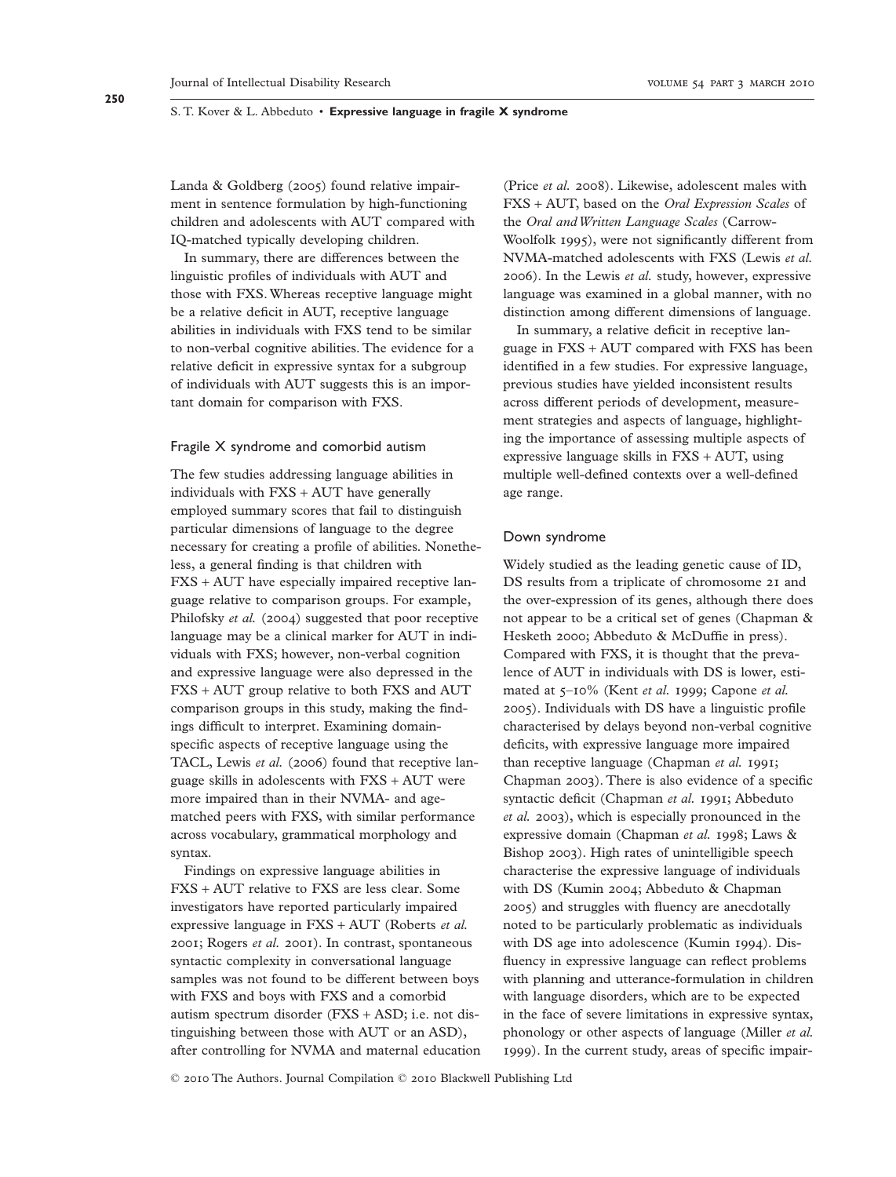Landa & Goldberg (2005) found relative impairment in sentence formulation by high-functioning children and adolescents with AUT compared with IQ-matched typically developing children.

In summary, there are differences between the linguistic profiles of individuals with AUT and those with FXS. Whereas receptive language might be a relative deficit in AUT, receptive language abilities in individuals with FXS tend to be similar to non-verbal cognitive abilities. The evidence for a relative deficit in expressive syntax for a subgroup of individuals with AUT suggests this is an important domain for comparison with FXS.

### Fragile X syndrome and comorbid autism

The few studies addressing language abilities in individuals with FXS + AUT have generally employed summary scores that fail to distinguish particular dimensions of language to the degree necessary for creating a profile of abilities. Nonetheless, a general finding is that children with FXS + AUT have especially impaired receptive language relative to comparison groups. For example, Philofsky *et al.* (2004) suggested that poor receptive language may be a clinical marker for AUT in individuals with FXS; however, non-verbal cognition and expressive language were also depressed in the FXS + AUT group relative to both FXS and AUT comparison groups in this study, making the findings difficult to interpret. Examining domain-specific aspects of receptive language using the TACL, Lewis *et al.* (2006) found that receptive language skills in adolescents with FXS + AUT were more impaired than in their NVMA- and age-matched peers with FXS, with similar performance across vocabulary, grammatical morphology and syntax.

Findings on expressive language abilities in FXS + AUT relative to FXS are less clear. Some investigators have reported particularly impaired expressive language in FXS + AUT (Roberts *et al.* 2001; Rogers *et al.* 2001). In contrast, spontaneous syntactic complexity in conversational language samples was not found to be different between boys with FXS and boys with FXS and a comorbid autism spectrum disorder (FXS + ASD; i.e. not distinguishing between those with AUT or an ASD), after controlling for NVMA and maternal education (Price *et al.* 2008). Likewise, adolescent males with FXS + AUT, based on the *Oral Expression Scales* of the *Oral and Written Language Scales* (Carrow-Woolfolk 1995), were not significantly different from NVMA-matched adolescents with FXS (Lewis *et al.* 2006). In the Lewis *et al.* study, however, expressive language was examined in a global manner, with no distinction among different dimensions of language.

In summary, a relative deficit in receptive language in FXS + AUT compared with FXS has been identified in a few studies. For expressive language, previous studies have yielded inconsistent results across different periods of development, measurement strategies and aspects of language, highlighting the importance of assessing multiple aspects of expressive language skills in FXS + AUT, using multiple well-defined contexts over a well-defined age range.

### Down syndrome

Widely studied as the leading genetic cause of ID, DS results from a triplicate of chromosome 21 and the over-expression of its genes, although there does not appear to be a critical set of genes (Chapman & Hesketh 2000; Abbeduto & McDuffie in press). Compared with FXS, it is thought that the prevalence of AUT in individuals with DS is lower, estimated at 5–10% (Kent *et al.* 1999; Capone *et al.* 2005). Individuals with DS have a linguistic profile characterised by delays beyond non-verbal cognitive deficits, with expressive language more impaired than receptive language (Chapman *et al.* 1991; Chapman 2003). There is also evidence of a specific syntactic deficit (Chapman *et al.* 1991; Abbeduto *et al.* 2003), which is especially pronounced in the expressive domain (Chapman *et al.* 1998; Laws & Bishop 2003). High rates of unintelligible speech characterise the expressive language of individuals with DS (Kumin 2004; Abbeduto & Chapman 2005) and struggles with fluency are anecdotally noted to be particularly problematic as individuals with DS age into adolescence (Kumin 1994). Disfluency in expressive language can reflect problems with planning and utterance-formulation in children with language disorders, which are to be expected in the face of severe limitations in expressive syntax, phonology or other aspects of language (Miller *et al.* 1999). In the current study, areas of specific impair-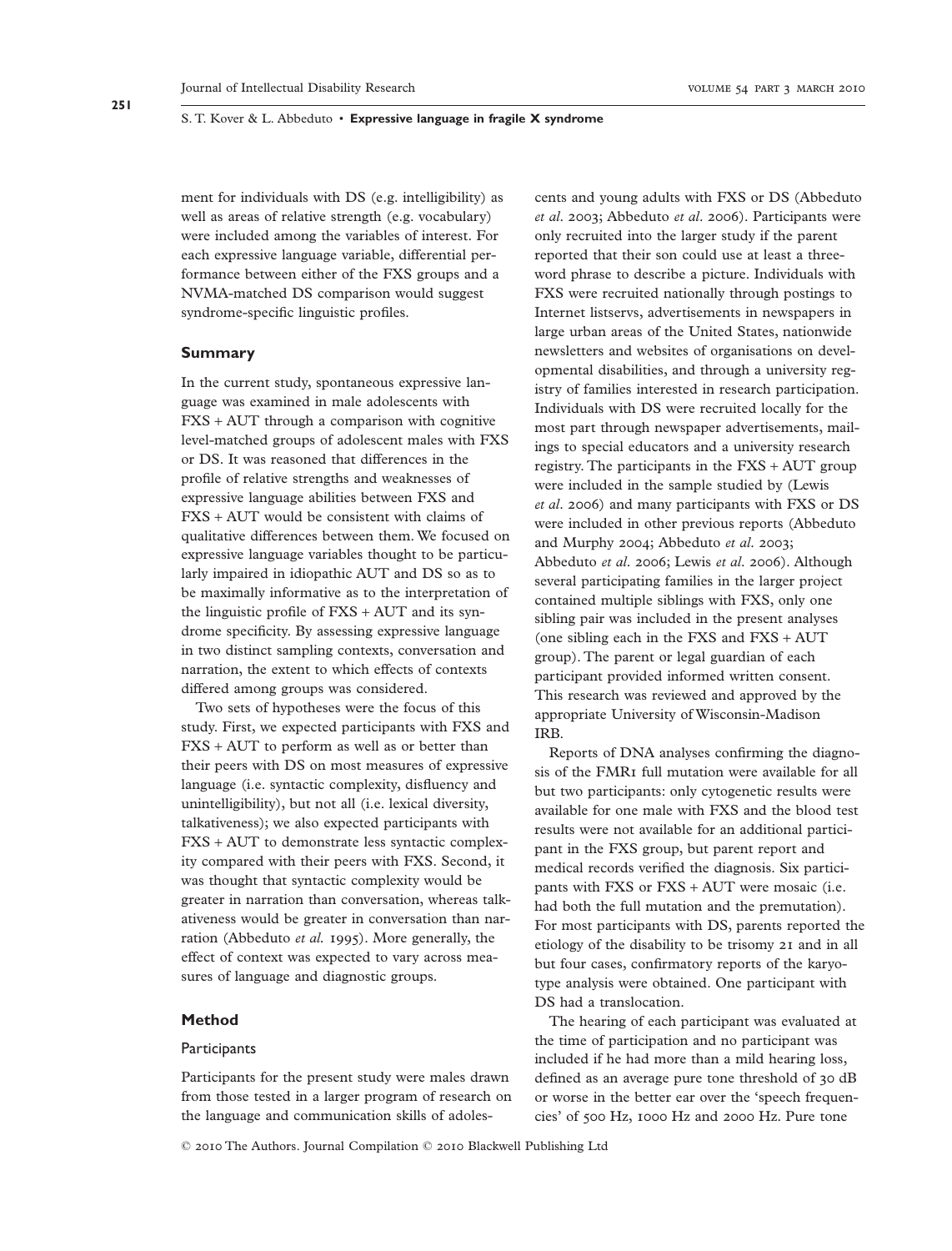ment for individuals with DS (e.g. intelligibility) as well as areas of relative strength (e.g. vocabulary) were included among the variables of interest. For each expressive language variable, differential performance between either of the FXS groups and a NVMA-matched DS comparison would suggest syndrome-specific linguistic profiles.

## Summary

In the current study, spontaneous expressive language was examined in male adolescents with FXS + AUT through a comparison with cognitive level-matched groups of adolescent males with FXS or DS. It was reasoned that differences in the profile of relative strengths and weaknesses of expressive language abilities between FXS and FXS + AUT would be consistent with claims of qualitative differences between them. We focused on expressive language variables thought to be particularly impaired in idiopathic AUT and DS so as to be maximally informative as to the interpretation of the linguistic profile of FXS + AUT and its syndrome specificity. By assessing expressive language in two distinct sampling contexts, conversation and narration, the extent to which effects of contexts differed among groups was considered.

Two sets of hypotheses were the focus of this study. First, we expected participants with FXS and FXS + AUT to perform as well as or better than their peers with DS on most measures of expressive language (i.e. syntactic complexity, disfluency and unintelligibility), but not all (i.e. lexical diversity, talkativeness); we also expected participants with FXS + AUT to demonstrate less syntactic complexity compared with their peers with FXS. Second, it was thought that syntactic complexity would be greater in narration than conversation, whereas talkativeness would be greater in conversation than narration (Abbeduto *et al.* 1995). More generally, the effect of context was expected to vary across measures of language and diagnostic groups.

## Method

### Participants

Participants for the present study were males drawn from those tested in a larger program of research on the language and communication skills of adolescents and young adults with FXS or DS (Abbeduto *et al.* 2003; Abbeduto *et al.* 2006). Participants were only recruited into the larger study if the parent reported that their son could use at least a three-word phrase to describe a picture. Individuals with FXS were recruited nationally through postings to Internet listservs, advertisements in newspapers in large urban areas of the United States, nationwide newsletters and websites of organisations on developmental disabilities, and through a university registry of families interested in research participation. Individuals with DS were recruited locally for the most part through newspaper advertisements, mailings to special educators and a university research registry. The participants in the FXS + AUT group were included in the sample studied by (Lewis *et al.* 2006) and many participants with FXS or DS were included in other previous reports (Abbeduto and Murphy 2004; Abbeduto *et al.* 2003; Abbeduto *et al.* 2006; Lewis *et al.* 2006). Although several participating families in the larger project contained multiple siblings with FXS, only one sibling pair was included in the present analyses (one sibling each in the FXS and FXS + AUT group). The parent or legal guardian of each participant provided informed written consent. This research was reviewed and approved by the appropriate University of Wisconsin-Madison IRB.

Reports of DNA analyses confirming the diagnosis of the FMR1 full mutation were available for all but two participants: only cytogenetic results were available for one male with FXS and the blood test results were not available for an additional participant in the FXS group, but parent report and medical records verified the diagnosis. Six participants with FXS or FXS + AUT were mosaic (i.e. had both the full mutation and the premutation). For most participants with DS, parents reported the etiology of the disability to be trisomy 21 and in all but four cases, confirmatory reports of the karyotype analysis were obtained. One participant with DS had a translocation.

The hearing of each participant was evaluated at the time of participation and no participant was included if he had more than a mild hearing loss, defined as an average pure tone threshold of 30 dB or worse in the better ear over the 'speech frequencies' of 500 Hz, 1000 Hz and 2000 Hz. Pure tone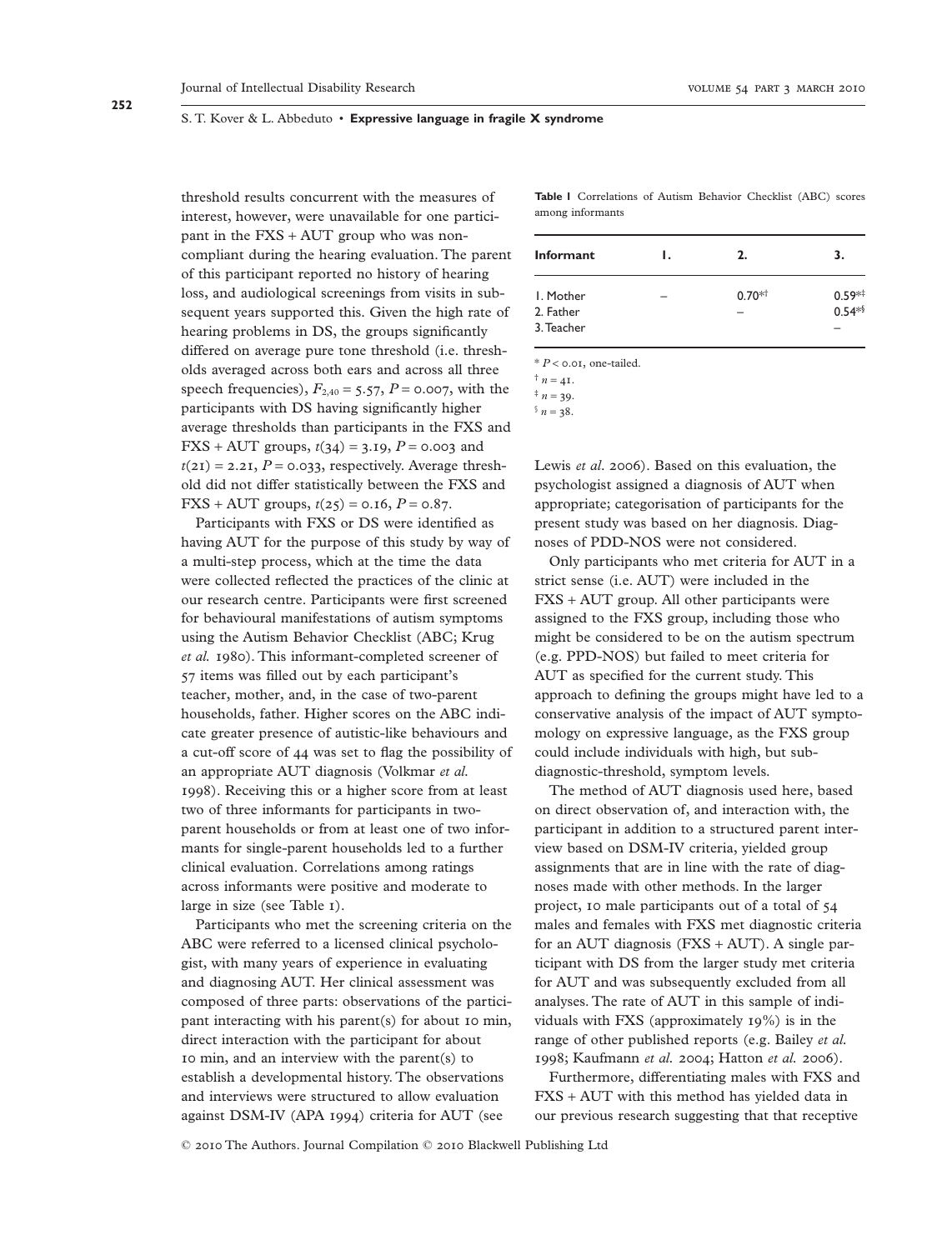threshold results concurrent with the measures of interest, however, were unavailable for one participant in the FXS + AUT group who was non-compliant during the hearing evaluation. The parent of this participant reported no history of hearing loss, and audiological screenings from visits in subsequent years supported this. Given the high rate of hearing problems in DS, the groups significantly differed on average pure tone threshold (i.e. thresholds averaged across both ears and across all three speech frequencies), $F_{2,40} = 5.57$, $P = 0.007$, with the participants with DS having significantly higher average thresholds than participants in the FXS and FXS + AUT groups, $t(34) = 3.19$, $P = 0.003$ and $t(21) = 2.21$, $P = 0.033$, respectively. Average threshold did not differ statistically between the FXS and FXS + AUT groups, $t(25) = 0.16$, $P = 0.87$.

Participants with FXS or DS were identified as having AUT for the purpose of this study by way of a multi-step process, which at the time the data were collected reflected the practices of the clinic at our research centre. Participants were first screened for behavioural manifestations of autism symptoms using the Autism Behavior Checklist (ABC; Krug *et al.* 1980). This informant-completed screener of 57 items was filled out by each participant's teacher, mother, and, in the case of two-parent households, father. Higher scores on the ABC indicate greater presence of autistic-like behaviours and a cut-off score of 44 was set to flag the possibility of an appropriate AUT diagnosis (Volkmar *et al.* 1998). Receiving this or a higher score from at least two of three informants for participants in two-parent households or from at least one of two informants for single-parent households led to a further clinical evaluation. Correlations among ratings across informants were positive and moderate to large in size (see Table 1).

**Table 1** Correlations of Autism Behavior Checklist (ABC) scores among informants

| Informant | 1. | 2. | 3. |
|---|---|---|---|
| 1. Mother | – | 0.70*† | 0.59*‡ |
| 2. Father | | – | 0.54*§ |
| 3. Teacher | | | – |

* $P < 0.01$, one-tailed.
† $n = 41$.
‡ $n = 39$.
§ $n = 38$.

Participants who met the screening criteria on the ABC were referred to a licensed clinical psychologist, with many years of experience in evaluating and diagnosing AUT. Her clinical assessment was composed of three parts: observations of the participant interacting with his parent(s) for about 10 min, direct interaction with the participant for about 10 min, and an interview with the parent(s) to establish a developmental history. The observations and interviews were structured to allow evaluation against DSM-IV (APA 1994) criteria for AUT (see Lewis *et al.* 2006). Based on this evaluation, the psychologist assigned a diagnosis of AUT when appropriate; categorisation of participants for the present study was based on her diagnosis. Diagnoses of PDD-NOS were not considered.

Only participants who met criteria for AUT in a strict sense (i.e. AUT) were included in the FXS + AUT group. All other participants were assigned to the FXS group, including those who might be considered to be on the autism spectrum (e.g. PPD-NOS) but failed to meet criteria for AUT as specified for the current study. This approach to defining the groups might have led to a conservative analysis of the impact of AUT symptomology on expressive language, as the FXS group could include individuals with high, but sub-diagnostic-threshold, symptom levels.

The method of AUT diagnosis used here, based on direct observation of, and interaction with, the participant in addition to a structured parent interview based on DSM-IV criteria, yielded group assignments that are in line with the rate of diagnoses made with other methods. In the larger project, 10 male participants out of a total of 54 males and females with FXS met diagnostic criteria for an AUT diagnosis (FXS + AUT). A single participant with DS from the larger study met criteria for AUT and was subsequently excluded from all analyses. The rate of AUT in this sample of individuals with FXS (approximately 19%) is in the range of other published reports (e.g. Bailey *et al.* 1998; Kaufmann *et al.* 2004; Hatton *et al.* 2006).

Furthermore, differentiating males with FXS and FXS + AUT with this method has yielded data in our previous research suggesting that that receptive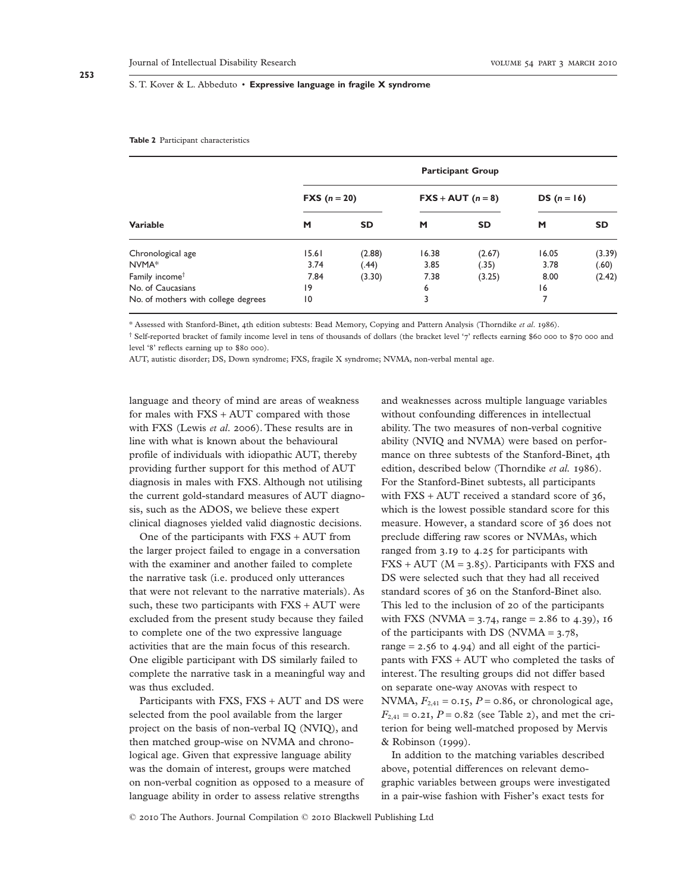**Table 2** Participant characteristics

| Variable | Participant Group | | | | | |
|---|---|---|---|---|---|---|
| | FXS ($n$ = 20) | | FXS + AUT ($n$ = 8) | | DS ($n$ = 16) | |
| | M | SD | M | SD | M | SD |
| Chronological age | 15.61 | (2.88) | 16.38 | (2.67) | 16.05 | (3.39) |
| NVMA* | 3.74 | (.44) | 3.85 | (.35) | 3.78 | (.60) |
| Family income[†] | 7.84 | (3.30) | 7.38 | (3.25) | 8.00 | (2.42) |
| No. of Caucasians | 19 | | 6 | | 16 | |
| No. of mothers with college degrees | 10 | | 3 | | 7 | |

\* Assessed with Stanford-Binet, 4th edition subtests: Bead Memory, Copying and Pattern Analysis (Thorndike *et al.* 1986).

[†] Self-reported bracket of family income level in tens of thousands of dollars (the bracket level '7' reflects earning $60 000 to $70 000 and level '8' reflects earning up to $80 000).

AUT, autistic disorder; DS, Down syndrome; FXS, fragile X syndrome; NVMA, non-verbal mental age.

language and theory of mind are areas of weakness for males with FXS + AUT compared with those with FXS (Lewis *et al.* 2006). These results are in line with what is known about the behavioural profile of individuals with idiopathic AUT, thereby providing further support for this method of AUT diagnosis in males with FXS. Although not utilising the current gold-standard measures of AUT diagnosis, such as the ADOS, we believe these expert clinical diagnoses yielded valid diagnostic decisions.

One of the participants with FXS + AUT from the larger project failed to engage in a conversation with the examiner and another failed to complete the narrative task (i.e. produced only utterances that were not relevant to the narrative materials). As such, these two participants with FXS + AUT were excluded from the present study because they failed to complete one of the two expressive language activities that are the main focus of this research. One eligible participant with DS similarly failed to complete the narrative task in a meaningful way and was thus excluded.

Participants with FXS, FXS + AUT and DS were selected from the pool available from the larger project on the basis of non-verbal IQ (NVIQ), and then matched group-wise on NVMA and chronological age. Given that expressive language ability was the domain of interest, groups were matched on non-verbal cognition as opposed to a measure of language ability in order to assess relative strengths and weaknesses across multiple language variables without confounding differences in intellectual ability. The two measures of non-verbal cognitive ability (NVIQ and NVMA) were based on performance on three subtests of the Stanford-Binet, 4th edition, described below (Thorndike *et al.* 1986). For the Stanford-Binet subtests, all participants with FXS + AUT received a standard score of 36, which is the lowest possible standard score for this measure. However, a standard score of 36 does not preclude differing raw scores or NVMAs, which ranged from 3.19 to 4.25 for participants with FXS + AUT (M = 3.85). Participants with FXS and DS were selected such that they had all received standard scores of 36 on the Stanford-Binet also. This led to the inclusion of 20 of the participants with FXS (NVMA = 3.74, range = 2.86 to 4.39), 16 of the participants with DS (NVMA = 3.78, range = 2.56 to 4.94) and all eight of the participants with FXS + AUT who completed the tasks of interest. The resulting groups did not differ based on separate one-way ANOVAs with respect to NVMA, $F_{2,41} = 0.15$, $P = 0.86$, or chronological age, $F_{2,41} = 0.21$, $P = 0.82$ (see Table 2), and met the criterion for being well-matched proposed by Mervis & Robinson (1999).

In addition to the matching variables described above, potential differences on relevant demographic variables between groups were investigated in a pair-wise fashion with Fisher's exact tests for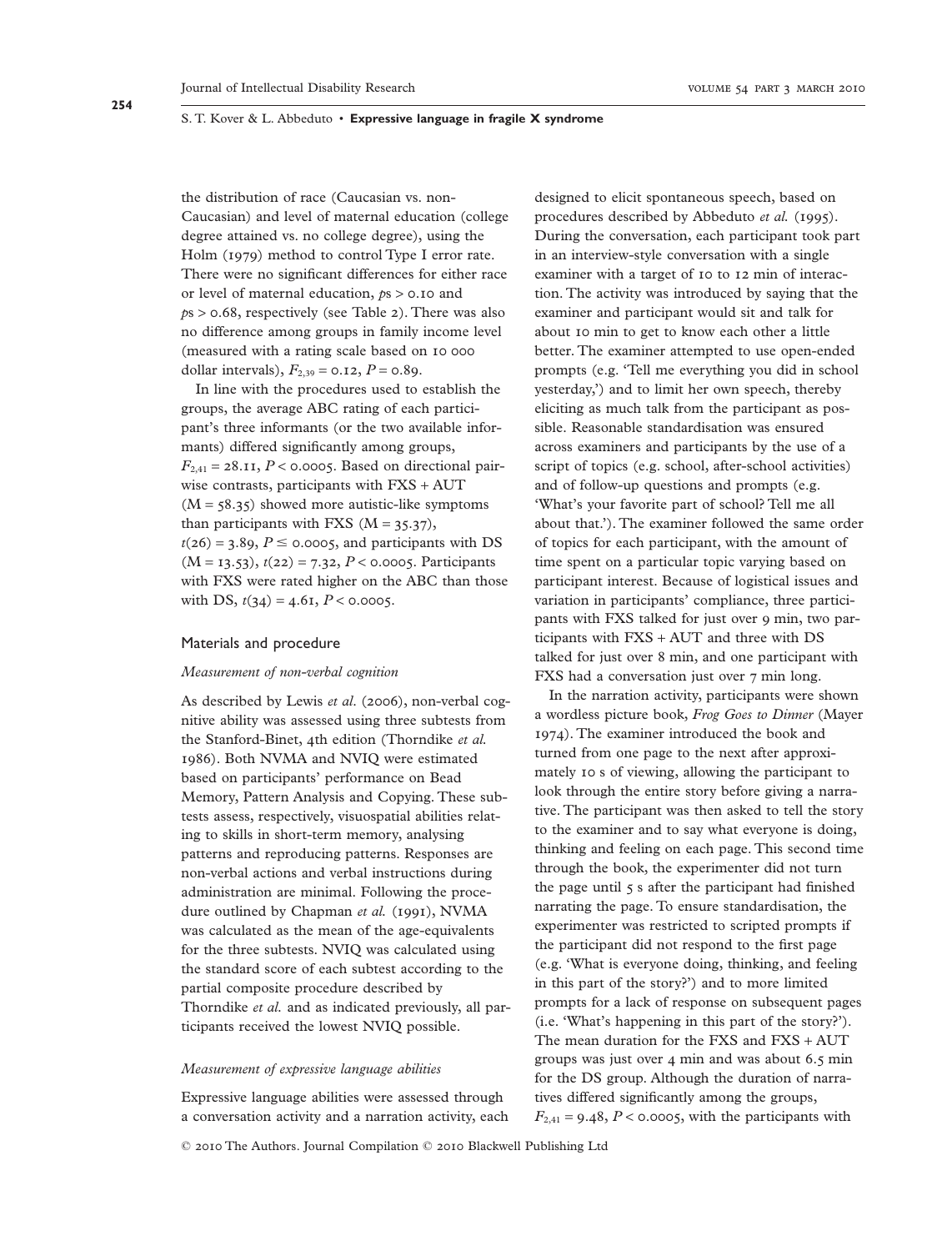the distribution of race (Caucasian vs. non-Caucasian) and level of maternal education (college degree attained vs. no college degree), using the Holm (1979) method to control Type I error rate. There were no significant differences for either race or level of maternal education, *p*s > 0.10 and *p*s > 0.68, respectively (see Table 2). There was also no difference among groups in family income level (measured with a rating scale based on 10 000 dollar intervals), $F_{2,39} = 0.12$, $P = 0.89$.

In line with the procedures used to establish the groups, the average ABC rating of each participant's three informants (or the two available informants) differed significantly among groups, $F_{2,41} = 28.11$, $P < 0.0005$. Based on directional pairwise contrasts, participants with FXS + AUT (M = 58.35) showed more autistic-like symptoms than participants with FXS (M = 35.37), $t(26) = 3.89$, $P \leq 0.0005$, and participants with DS (M = 13.53), $t(22) = 7.32$, $P < 0.0005$. Participants with FXS were rated higher on the ABC than those with DS, $t(34) = 4.61$, $P < 0.0005$.

## Materials and procedure

### *Measurement of non-verbal cognition*

As described by Lewis *et al.* (2006), non-verbal cognitive ability was assessed using three subtests from the Stanford-Binet, 4th edition (Thorndike *et al.* 1986). Both NVMA and NVIQ were estimated based on participants' performance on Bead Memory, Pattern Analysis and Copying. These subtests assess, respectively, visuospatial abilities relating to skills in short-term memory, analysing patterns and reproducing patterns. Responses are non-verbal actions and verbal instructions during administration are minimal. Following the procedure outlined by Chapman *et al.* (1991), NVMA was calculated as the mean of the age-equivalents for the three subtests. NVIQ was calculated using the standard score of each subtest according to the partial composite procedure described by Thorndike *et al.* and as indicated previously, all participants received the lowest NVIQ possible.

### *Measurement of expressive language abilities*

Expressive language abilities were assessed through a conversation activity and a narration activity, each designed to elicit spontaneous speech, based on procedures described by Abbeduto *et al.* (1995). During the conversation, each participant took part in an interview-style conversation with a single examiner with a target of 10 to 12 min of interaction. The activity was introduced by saying that the examiner and participant would sit and talk for about 10 min to get to know each other a little better. The examiner attempted to use open-ended prompts (e.g. 'Tell me everything you did in school yesterday,') and to limit her own speech, thereby eliciting as much talk from the participant as possible. Reasonable standardisation was ensured across examiners and participants by the use of a script of topics (e.g. school, after-school activities) and of follow-up questions and prompts (e.g. 'What's your favorite part of school? Tell me all about that.'). The examiner followed the same order of topics for each participant, with the amount of time spent on a particular topic varying based on participant interest. Because of logistical issues and variation in participants' compliance, three participants with FXS talked for just over 9 min, two participants with FXS + AUT and three with DS talked for just over 8 min, and one participant with FXS had a conversation just over 7 min long.

In the narration activity, participants were shown a wordless picture book, *Frog Goes to Dinner* (Mayer 1974). The examiner introduced the book and turned from one page to the next after approximately 10 s of viewing, allowing the participant to look through the entire story before giving a narrative. The participant was then asked to tell the story to the examiner and to say what everyone is doing, thinking and feeling on each page. This second time through the book, the experimenter did not turn the page until 5 s after the participant had finished narrating the page. To ensure standardisation, the experimenter was restricted to scripted prompts if the participant did not respond to the first page (e.g. 'What is everyone doing, thinking, and feeling in this part of the story?') and to more limited prompts for a lack of response on subsequent pages (i.e. 'What's happening in this part of the story?'). The mean duration for the FXS and FXS + AUT groups was just over 4 min and was about 6.5 min for the DS group. Although the duration of narratives differed significantly among the groups, $F_{2,41} = 9.48$, $P < 0.0005$, with the participants with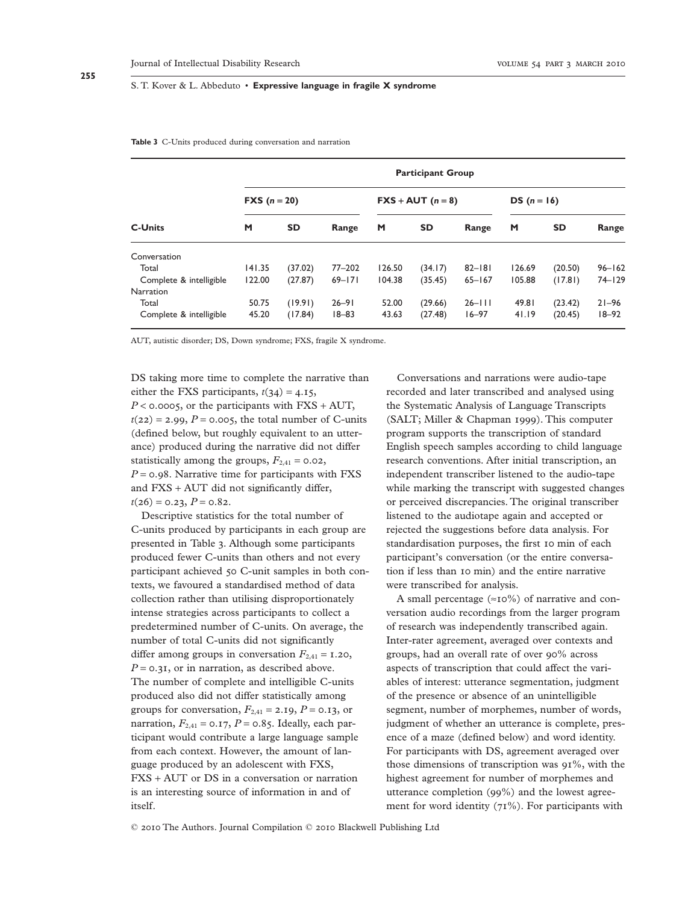**Table 3** C-Units produced during conversation and narration

| | Participant Group | | | | | | | | |
|---|---|---|---|---|---|---|---|---|---|
| | **FXS (*n* = 20)** | | | **FXS + AUT (*n* = 8)** | | | **DS (*n* = 16)** | | |
| **C-Units** | **M** | **SD** | **Range** | **M** | **SD** | **Range** | **M** | **SD** | **Range** |
| Conversation | | | | | | | | | |
| Total | 141.35 | (37.02) | 77–202 | 126.50 | (34.17) | 82–181 | 126.69 | (20.50) | 96–162 |
| Complete & intelligible | 122.00 | (27.87) | 69–171 | 104.38 | (35.45) | 65–167 | 105.88 | (17.81) | 74–129 |
| Narration | | | | | | | | | |
| Total | 50.75 | (19.91) | 26–91 | 52.00 | (29.66) | 26–111 | 49.81 | (23.42) | 21–96 |
| Complete & intelligible | 45.20 | (17.84) | 18–83 | 43.63 | (27.48) | 16–97 | 41.19 | (20.45) | 18–92 |

AUT, autistic disorder; DS, Down syndrome; FXS, fragile X syndrome.

DS taking more time to complete the narrative than either the FXS participants, $t(34) = 4.15$, $P < 0.0005$, or the participants with FXS + AUT, $t(22) = 2.99$, $P = 0.005$, the total number of C-units (defined below, but roughly equivalent to an utterance) produced during the narrative did not differ statistically among the groups, $F_{2,41} = 0.02$, $P = 0.98$. Narrative time for participants with FXS and FXS + AUT did not significantly differ, $t(26) = 0.23$, $P = 0.82$.

Descriptive statistics for the total number of C-units produced by participants in each group are presented in Table 3. Although some participants produced fewer C-units than others and not every participant achieved 50 C-unit samples in both contexts, we favoured a standardised method of data collection rather than utilising disproportionately intense strategies across participants to collect a predetermined number of C-units. On average, the number of total C-units did not significantly differ among groups in conversation $F_{2,41} = 1.20$, $P = 0.31$, or in narration, as described above. The number of complete and intelligible C-units produced also did not differ statistically among groups for conversation, $F_{2,41} = 2.19$, $P = 0.13$, or narration, $F_{2,41} = 0.17$, $P = 0.85$. Ideally, each participant would contribute a large language sample from each context. However, the amount of language produced by an adolescent with FXS, FXS + AUT or DS in a conversation or narration is an interesting source of information in and of itself.

Conversations and narrations were audio-tape recorded and later transcribed and analysed using the Systematic Analysis of Language Transcripts (SALT; Miller & Chapman 1999). This computer program supports the transcription of standard English speech samples according to child language research conventions. After initial transcription, an independent transcriber listened to the audio-tape while marking the transcript with suggested changes or perceived discrepancies. The original transcriber listened to the audiotape again and accepted or rejected the suggestions before data analysis. For standardisation purposes, the first 10 min of each participant's conversation (or the entire conversation if less than 10 min) and the entire narrative were transcribed for analysis.

A small percentage (≈10%) of narrative and conversation audio recordings from the larger program of research was independently transcribed again. Inter-rater agreement, averaged over contexts and groups, had an overall rate of over 90% across aspects of transcription that could affect the variables of interest: utterance segmentation, judgment of the presence or absence of an unintelligible segment, number of morphemes, number of words, judgment of whether an utterance is complete, presence of a maze (defined below) and word identity. For participants with DS, agreement averaged over those dimensions of transcription was 91%, with the highest agreement for number of morphemes and utterance completion (99%) and the lowest agreement for word identity (71%). For participants with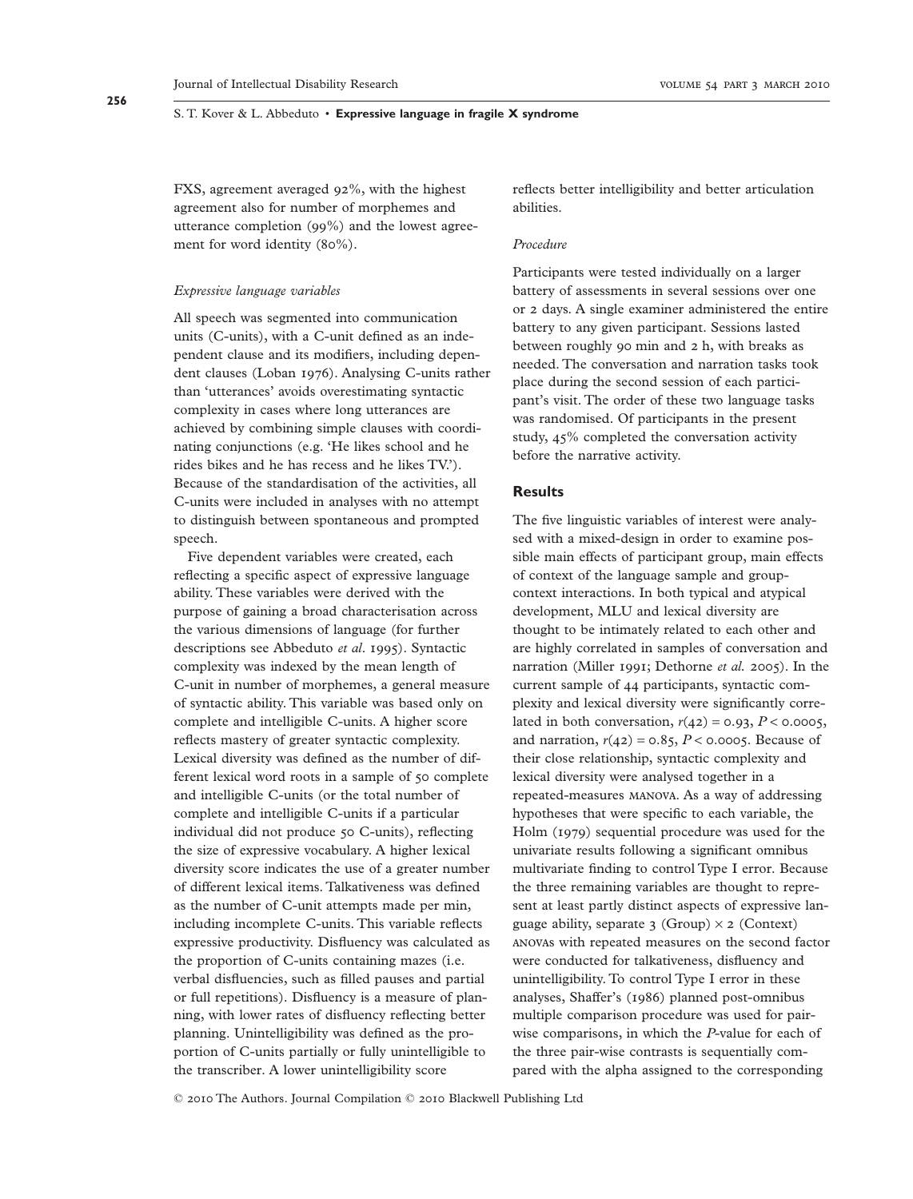FXS, agreement averaged 92%, with the highest agreement also for number of morphemes and utterance completion (99%) and the lowest agreement for word identity (80%).

*Expressive language variables*

All speech was segmented into communication units (C-units), with a C-unit defined as an independent clause and its modifiers, including dependent clauses (Loban 1976). Analysing C-units rather than 'utterances' avoids overestimating syntactic complexity in cases where long utterances are achieved by combining simple clauses with coordinating conjunctions (e.g. 'He likes school and he rides bikes and he has recess and he likes TV.'). Because of the standardisation of the activities, all C-units were included in analyses with no attempt to distinguish between spontaneous and prompted speech.

Five dependent variables were created, each reflecting a specific aspect of expressive language ability. These variables were derived with the purpose of gaining a broad characterisation across the various dimensions of language (for further descriptions see Abbeduto *et al*. 1995). Syntactic complexity was indexed by the mean length of C-unit in number of morphemes, a general measure of syntactic ability. This variable was based only on complete and intelligible C-units. A higher score reflects mastery of greater syntactic complexity. Lexical diversity was defined as the number of different lexical word roots in a sample of 50 complete and intelligible C-units (or the total number of complete and intelligible C-units if a particular individual did not produce 50 C-units), reflecting the size of expressive vocabulary. A higher lexical diversity score indicates the use of a greater number of different lexical items. Talkativeness was defined as the number of C-unit attempts made per min, including incomplete C-units. This variable reflects expressive productivity. Disfluency was calculated as the proportion of C-units containing mazes (i.e. verbal disfluencies, such as filled pauses and partial or full repetitions). Disfluency is a measure of planning, with lower rates of disfluency reflecting better planning. Unintelligibility was defined as the proportion of C-units partially or fully unintelligible to the transcriber. A lower unintelligibility score reflects better intelligibility and better articulation abilities.

*Procedure*

Participants were tested individually on a larger battery of assessments in several sessions over one or 2 days. A single examiner administered the entire battery to any given participant. Sessions lasted between roughly 90 min and 2 h, with breaks as needed. The conversation and narration tasks took place during the second session of each participant's visit. The order of these two language tasks was randomised. Of participants in the present study, 45% completed the conversation activity before the narrative activity.

## Results

The five linguistic variables of interest were analysed with a mixed-design in order to examine possible main effects of participant group, main effects of context of the language sample and group-context interactions. In both typical and atypical development, MLU and lexical diversity are thought to be intimately related to each other and are highly correlated in samples of conversation and narration (Miller 1991; Dethorne *et al.* 2005). In the current sample of 44 participants, syntactic complexity and lexical diversity were significantly correlated in both conversation, $r(42) = 0.93$, $P < 0.0005$, and narration, $r(42) = 0.85$, $P < 0.0005$. Because of their close relationship, syntactic complexity and lexical diversity were analysed together in a repeated-measures MANOVA. As a way of addressing hypotheses that were specific to each variable, the Holm (1979) sequential procedure was used for the univariate results following a significant omnibus multivariate finding to control Type I error. Because the three remaining variables are thought to represent at least partly distinct aspects of expressive language ability, separate 3 (Group) × 2 (Context) ANOVAs with repeated measures on the second factor were conducted for talkativeness, disfluency and unintelligibility. To control Type I error in these analyses, Shaffer's (1986) planned post-omnibus multiple comparison procedure was used for pairwise comparisons, in which the *P*-value for each of the three pair-wise contrasts is sequentially compared with the alpha assigned to the corresponding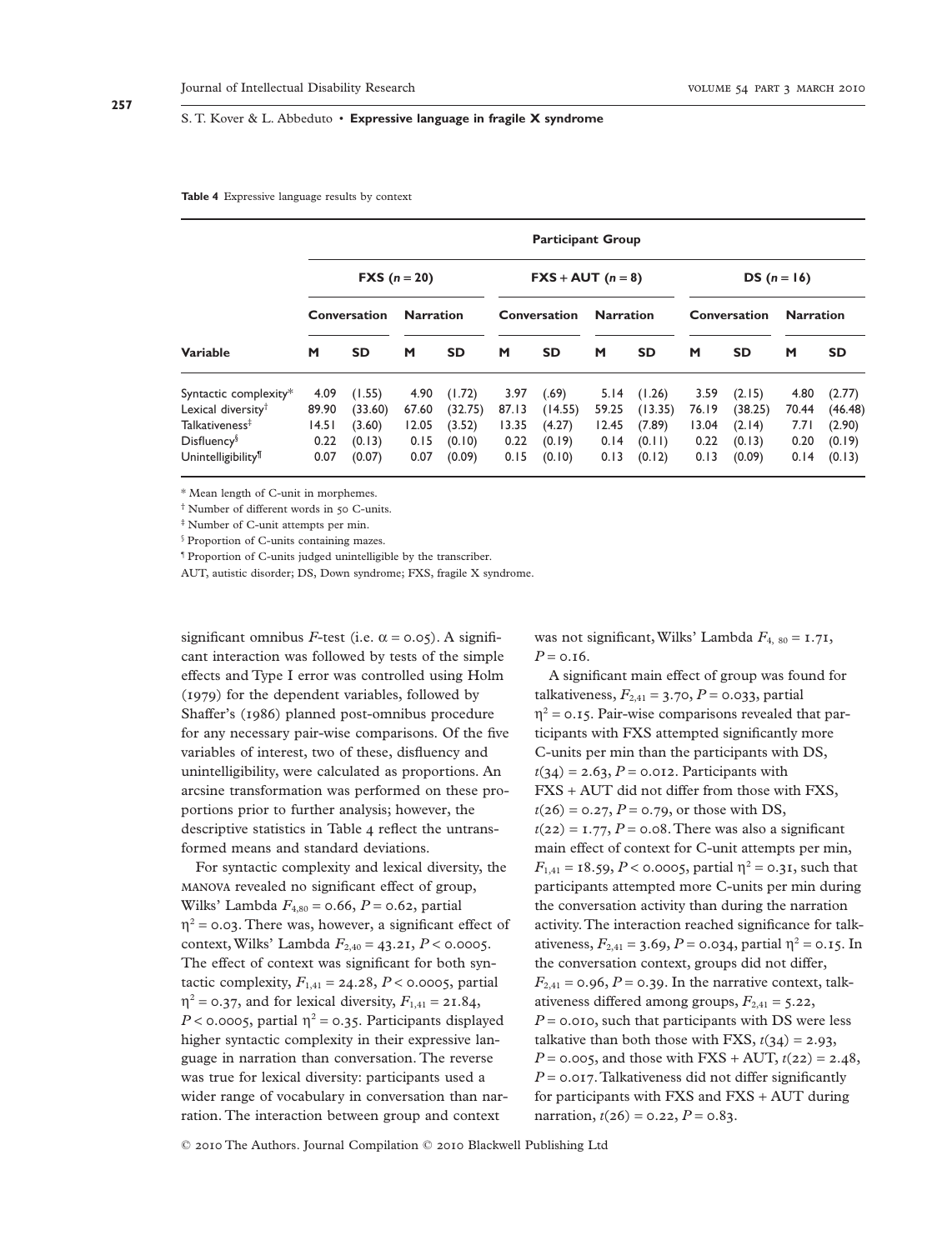**Table 4** Expressive language results by context

| Variable | Participant Group | | | | | | | | | | | |
|---|---|---|---|---|---|---|---|---|---|---|---|---|
| | FXS ($n$ = 20) | | | | FXS + AUT ($n$ = 8) | | | | DS ($n$ = 16) | | | |
| | Conversation | | Narration | | Conversation | | Narration | | Conversation | | Narration | |
| | M | SD | M | SD | M | SD | M | SD | M | SD | M | SD |
| Syntactic complexity* | 4.09 | (1.55) | 4.90 | (1.72) | 3.97 | (.69) | 5.14 | (1.26) | 3.59 | (2.15) | 4.80 | (2.77) |
| Lexical diversity† | 89.90 | (33.60) | 67.60 | (32.75) | 87.13 | (14.55) | 59.25 | (13.35) | 76.19 | (38.25) | 70.44 | (46.48) |
| Talkativeness‡ | 14.51 | (3.60) | 12.05 | (3.52) | 13.35 | (4.27) | 12.45 | (7.89) | 13.04 | (2.14) | 7.71 | (2.90) |
| Disfluency§ | 0.22 | (0.13) | 0.15 | (0.10) | 0.22 | (0.19) | 0.14 | (0.11) | 0.22 | (0.13) | 0.20 | (0.19) |
| Unintelligibility¶ | 0.07 | (0.07) | 0.07 | (0.09) | 0.15 | (0.10) | 0.13 | (0.12) | 0.13 | (0.09) | 0.14 | (0.13) |

* Mean length of C-unit in morphemes.
† Number of different words in 50 C-units.
‡ Number of C-unit attempts per min.
§ Proportion of C-units containing mazes.
¶ Proportion of C-units judged unintelligible by the transcriber.
AUT, autistic disorder; DS, Down syndrome; FXS, fragile X syndrome.

significant omnibus $F$-test (i.e. $\alpha = 0.05$). A significant interaction was followed by tests of the simple effects and Type I error was controlled using Holm (1979) for the dependent variables, followed by Shaffer's (1986) planned post-omnibus procedure for any necessary pair-wise comparisons. Of the five variables of interest, two of these, disfluency and unintelligibility, were calculated as proportions. An arcsine transformation was performed on these proportions prior to further analysis; however, the descriptive statistics in Table 4 reflect the untransformed means and standard deviations.

For syntactic complexity and lexical diversity, the MANOVA revealed no significant effect of group, Wilks' Lambda $F_{4,80} = 0.66$, $P = 0.62$, partial $\eta^2 = 0.03$. There was, however, a significant effect of context, Wilks' Lambda $F_{2,40} = 43.21$, $P < 0.0005$. The effect of context was significant for both syntactic complexity, $F_{1,41} = 24.28$, $P < 0.0005$, partial $\eta^2 = 0.37$, and for lexical diversity, $F_{1,41} = 21.84$, $P < 0.0005$, partial $\eta^2 = 0.35$. Participants displayed higher syntactic complexity in their expressive language in narration than conversation. The reverse was true for lexical diversity: participants used a wider range of vocabulary in conversation than narration. The interaction between group and context was not significant, Wilks' Lambda $F_{4,80} = 1.71$, $P = 0.16$.

A significant main effect of group was found for talkativeness, $F_{2,41} = 3.70$, $P = 0.033$, partial $\eta^2 = 0.15$. Pair-wise comparisons revealed that participants with FXS attempted significantly more C-units per min than the participants with DS, $t(34) = 2.63$, $P = 0.012$. Participants with FXS + AUT did not differ from those with FXS, $t(26) = 0.27$, $P = 0.79$, or those with DS, $t(22) = 1.77$, $P = 0.08$. There was also a significant main effect of context for C-unit attempts per min, $F_{1,41} = 18.59$, $P < 0.0005$, partial $\eta^2 = 0.31$, such that participants attempted more C-units per min during the conversation activity than during the narration activity. The interaction reached significance for talkativeness, $F_{2,41} = 3.69$, $P = 0.034$, partial $\eta^2 = 0.15$. In the conversation context, groups did not differ, $F_{2,41} = 0.96$, $P = 0.39$. In the narrative context, talkativeness differed among groups, $F_{2,41} = 5.22$, $P = 0.010$, such that participants with DS were less talkative than both those with FXS, $t(34) = 2.93$, $P = 0.005$, and those with FXS + AUT, $t(22) = 2.48$, $P = 0.017$. Talkativeness did not differ significantly for participants with FXS and FXS + AUT during narration, $t(26) = 0.22$, $P = 0.83$.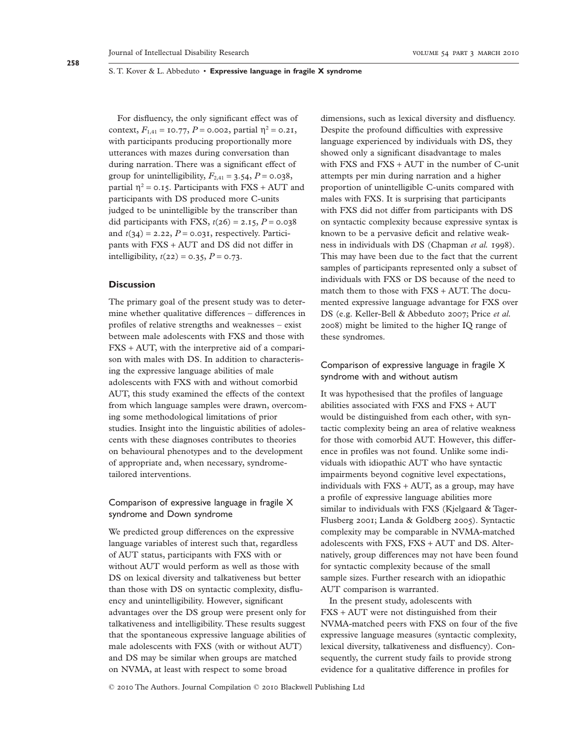For disfluency, the only significant effect was of context, $F_{1,41} = 10.77$, $P = 0.002$, partial $\eta^2 = 0.21$, with participants producing proportionally more utterances with mazes during conversation than during narration. There was a significant effect of group for unintelligibility, $F_{2,41} = 3.54$, $P = 0.038$, partial $\eta^2 = 0.15$. Participants with FXS + AUT and participants with DS produced more C-units judged to be unintelligible by the transcriber than did participants with FXS, $t(26) = 2.15$, $P = 0.038$ and $t(34) = 2.22$, $P = 0.031$, respectively. Participants with FXS + AUT and DS did not differ in intelligibility, $t(22) = 0.35$, $P = 0.73$.

## Discussion

The primary goal of the present study was to determine whether qualitative differences – differences in profiles of relative strengths and weaknesses – exist between male adolescents with FXS and those with FXS + AUT, with the interpretive aid of a comparison with males with DS. In addition to characterising the expressive language abilities of male adolescents with FXS with and without comorbid AUT, this study examined the effects of the context from which language samples were drawn, overcoming some methodological limitations of prior studies. Insight into the linguistic abilities of adolescents with these diagnoses contributes to theories on behavioural phenotypes and to the development of appropriate and, when necessary, syndrome-tailored interventions.

### Comparison of expressive language in fragile X syndrome and Down syndrome

We predicted group differences on the expressive language variables of interest such that, regardless of AUT status, participants with FXS with or without AUT would perform as well as those with DS on lexical diversity and talkativeness but better than those with DS on syntactic complexity, disfluency and unintelligibility. However, significant advantages over the DS group were present only for talkativeness and intelligibility. These results suggest that the spontaneous expressive language abilities of male adolescents with FXS (with or without AUT) and DS may be similar when groups are matched on NVMA, at least with respect to some broad dimensions, such as lexical diversity and disfluency. Despite the profound difficulties with expressive language experienced by individuals with DS, they showed only a significant disadvantage to males with FXS and FXS + AUT in the number of C-unit attempts per min during narration and a higher proportion of unintelligible C-units compared with males with FXS. It is surprising that participants with FXS did not differ from participants with DS on syntactic complexity because expressive syntax is known to be a pervasive deficit and relative weakness in individuals with DS (Chapman *et al.* 1998). This may have been due to the fact that the current samples of participants represented only a subset of individuals with FXS or DS because of the need to match them to those with FXS + AUT. The documented expressive language advantage for FXS over DS (e.g. Keller-Bell & Abbeduto 2007; Price *et al.* 2008) might be limited to the higher IQ range of these syndromes.

### Comparison of expressive language in fragile X syndrome with and without autism

It was hypothesised that the profiles of language abilities associated with FXS and FXS + AUT would be distinguished from each other, with syntactic complexity being an area of relative weakness for those with comorbid AUT. However, this difference in profiles was not found. Unlike some individuals with idiopathic AUT who have syntactic impairments beyond cognitive level expectations, individuals with FXS + AUT, as a group, may have a profile of expressive language abilities more similar to individuals with FXS (Kjelgaard & Tager-Flusberg 2001; Landa & Goldberg 2005). Syntactic complexity may be comparable in NVMA-matched adolescents with FXS, FXS + AUT and DS. Alternatively, group differences may not have been found for syntactic complexity because of the small sample sizes. Further research with an idiopathic AUT comparison is warranted.

In the present study, adolescents with FXS + AUT were not distinguished from their NVMA-matched peers with FXS on four of the five expressive language measures (syntactic complexity, lexical diversity, talkativeness and disfluency). Consequently, the current study fails to provide strong evidence for a qualitative difference in profiles for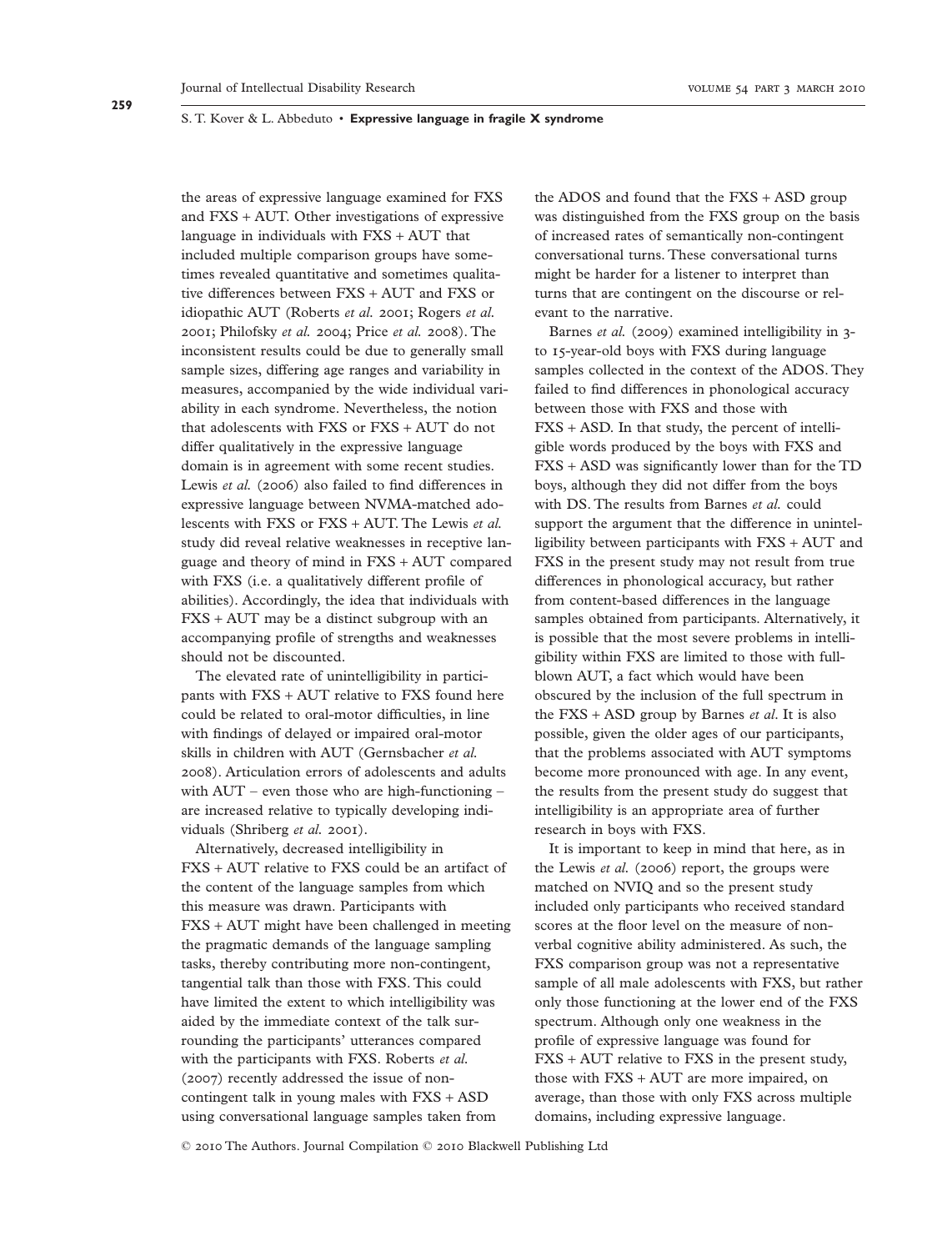the areas of expressive language examined for FXS and FXS + AUT. Other investigations of expressive language in individuals with FXS + AUT that included multiple comparison groups have sometimes revealed quantitative and sometimes qualitative differences between FXS + AUT and FXS or idiopathic AUT (Roberts *et al.* 2001; Rogers *et al.* 2001; Philofsky *et al.* 2004; Price *et al.* 2008). The inconsistent results could be due to generally small sample sizes, differing age ranges and variability in measures, accompanied by the wide individual variability in each syndrome. Nevertheless, the notion that adolescents with FXS or FXS + AUT do not differ qualitatively in the expressive language domain is in agreement with some recent studies. Lewis *et al.* (2006) also failed to find differences in expressive language between NVMA-matched adolescents with FXS or FXS + AUT. The Lewis *et al.* study did reveal relative weaknesses in receptive language and theory of mind in FXS + AUT compared with FXS (i.e. a qualitatively different profile of abilities). Accordingly, the idea that individuals with FXS + AUT may be a distinct subgroup with an accompanying profile of strengths and weaknesses should not be discounted.

The elevated rate of unintelligibility in participants with FXS + AUT relative to FXS found here could be related to oral-motor difficulties, in line with findings of delayed or impaired oral-motor skills in children with AUT (Gernsbacher *et al.* 2008). Articulation errors of adolescents and adults with AUT – even those who are high-functioning – are increased relative to typically developing individuals (Shriberg *et al.* 2001).

Alternatively, decreased intelligibility in FXS + AUT relative to FXS could be an artifact of the content of the language samples from which this measure was drawn. Participants with FXS + AUT might have been challenged in meeting the pragmatic demands of the language sampling tasks, thereby contributing more non-contingent, tangential talk than those with FXS. This could have limited the extent to which intelligibility was aided by the immediate context of the talk surrounding the participants' utterances compared with the participants with FXS. Roberts *et al.* (2007) recently addressed the issue of non-contingent talk in young males with FXS + ASD using conversational language samples taken from the ADOS and found that the FXS + ASD group was distinguished from the FXS group on the basis of increased rates of semantically non-contingent conversational turns. These conversational turns might be harder for a listener to interpret than turns that are contingent on the discourse or relevant to the narrative.

Barnes *et al.* (2009) examined intelligibility in 3- to 15-year-old boys with FXS during language samples collected in the context of the ADOS. They failed to find differences in phonological accuracy between those with FXS and those with FXS + ASD. In that study, the percent of intelligible words produced by the boys with FXS and FXS + ASD was significantly lower than for the TD boys, although they did not differ from the boys with DS. The results from Barnes *et al.* could support the argument that the difference in unintelligibility between participants with FXS + AUT and FXS in the present study may not result from true differences in phonological accuracy, but rather from content-based differences in the language samples obtained from participants. Alternatively, it is possible that the most severe problems in intelligibility within FXS are limited to those with full-blown AUT, a fact which would have been obscured by the inclusion of the full spectrum in the FXS + ASD group by Barnes *et al*. It is also possible, given the older ages of our participants, that the problems associated with AUT symptoms become more pronounced with age. In any event, the results from the present study do suggest that intelligibility is an appropriate area of further research in boys with FXS.

It is important to keep in mind that here, as in the Lewis *et al.* (2006) report, the groups were matched on NVIQ and so the present study included only participants who received standard scores at the floor level on the measure of non-verbal cognitive ability administered. As such, the FXS comparison group was not a representative sample of all male adolescents with FXS, but rather only those functioning at the lower end of the FXS spectrum. Although only one weakness in the profile of expressive language was found for FXS + AUT relative to FXS in the present study, those with FXS + AUT are more impaired, on average, than those with only FXS across multiple domains, including expressive language.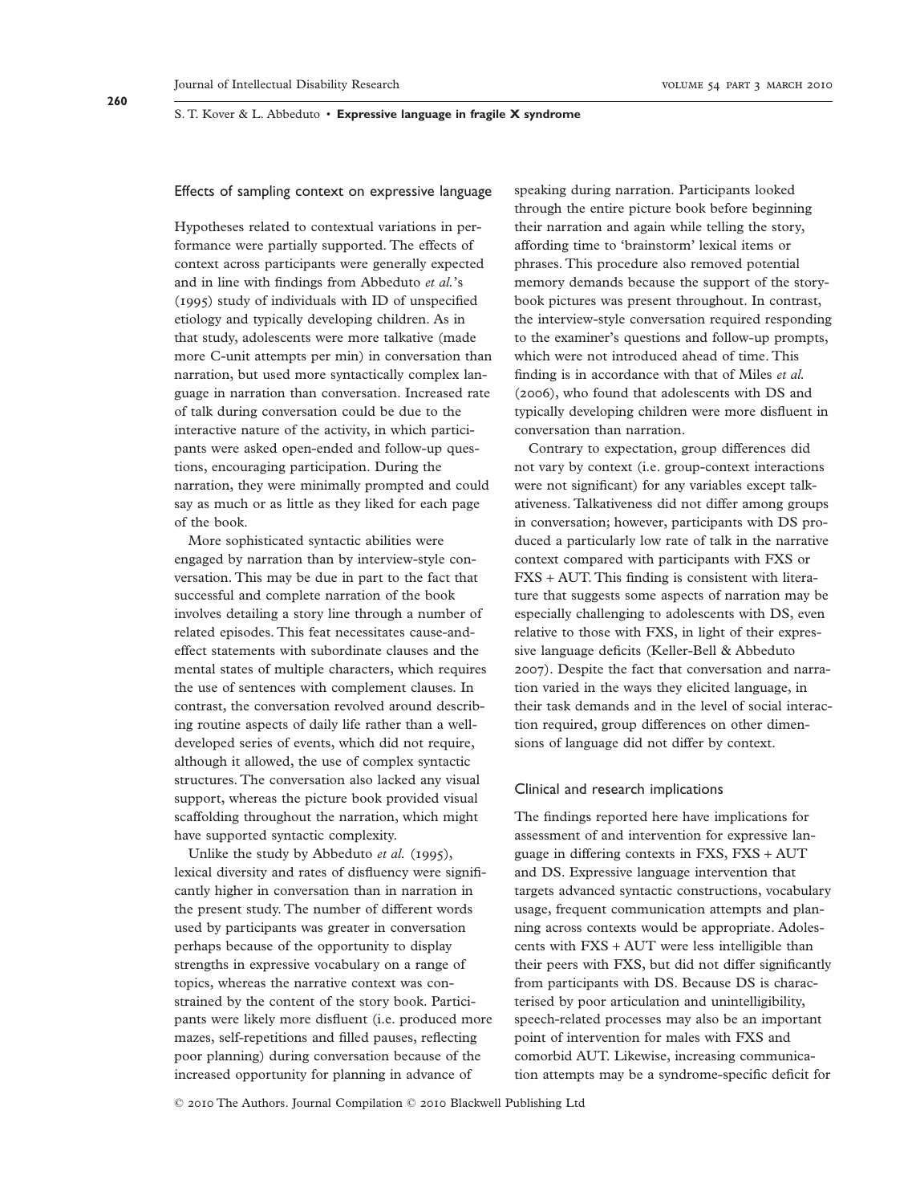### Effects of sampling context on expressive language

Hypotheses related to contextual variations in performance were partially supported. The effects of context across participants were generally expected and in line with findings from Abbeduto *et al.*'s (1995) study of individuals with ID of unspecified etiology and typically developing children. As in that study, adolescents were more talkative (made more C-unit attempts per min) in conversation than narration, but used more syntactically complex language in narration than conversation. Increased rate of talk during conversation could be due to the interactive nature of the activity, in which participants were asked open-ended and follow-up questions, encouraging participation. During the narration, they were minimally prompted and could say as much or as little as they liked for each page of the book.

More sophisticated syntactic abilities were engaged by narration than by interview-style conversation. This may be due in part to the fact that successful and complete narration of the book involves detailing a story line through a number of related episodes. This feat necessitates cause-and-effect statements with subordinate clauses and the mental states of multiple characters, which requires the use of sentences with complement clauses. In contrast, the conversation revolved around describing routine aspects of daily life rather than a well-developed series of events, which did not require, although it allowed, the use of complex syntactic structures. The conversation also lacked any visual support, whereas the picture book provided visual scaffolding throughout the narration, which might have supported syntactic complexity.

Unlike the study by Abbeduto *et al.* (1995), lexical diversity and rates of disfluency were significantly higher in conversation than in narration in the present study. The number of different words used by participants was greater in conversation perhaps because of the opportunity to display strengths in expressive vocabulary on a range of topics, whereas the narrative context was constrained by the content of the story book. Participants were likely more disfluent (i.e. produced more mazes, self-repetitions and filled pauses, reflecting poor planning) during conversation because of the increased opportunity for planning in advance of speaking during narration. Participants looked through the entire picture book before beginning their narration and again while telling the story, affording time to 'brainstorm' lexical items or phrases. This procedure also removed potential memory demands because the support of the storybook pictures was present throughout. In contrast, the interview-style conversation required responding to the examiner's questions and follow-up prompts, which were not introduced ahead of time. This finding is in accordance with that of Miles *et al.* (2006), who found that adolescents with DS and typically developing children were more disfluent in conversation than narration.

Contrary to expectation, group differences did not vary by context (i.e. group-context interactions were not significant) for any variables except talkativeness. Talkativeness did not differ among groups in conversation; however, participants with DS produced a particularly low rate of talk in the narrative context compared with participants with FXS or FXS + AUT. This finding is consistent with literature that suggests some aspects of narration may be especially challenging to adolescents with DS, even relative to those with FXS, in light of their expressive language deficits (Keller-Bell & Abbeduto 2007). Despite the fact that conversation and narration varied in the ways they elicited language, in their task demands and in the level of social interaction required, group differences on other dimensions of language did not differ by context.

### Clinical and research implications

The findings reported here have implications for assessment of and intervention for expressive language in differing contexts in FXS, FXS + AUT and DS. Expressive language intervention that targets advanced syntactic constructions, vocabulary usage, frequent communication attempts and planning across contexts would be appropriate. Adolescents with FXS + AUT were less intelligible than their peers with FXS, but did not differ significantly from participants with DS. Because DS is characterised by poor articulation and unintelligibility, speech-related processes may also be an important point of intervention for males with FXS and comorbid AUT. Likewise, increasing communication attempts may be a syndrome-specific deficit for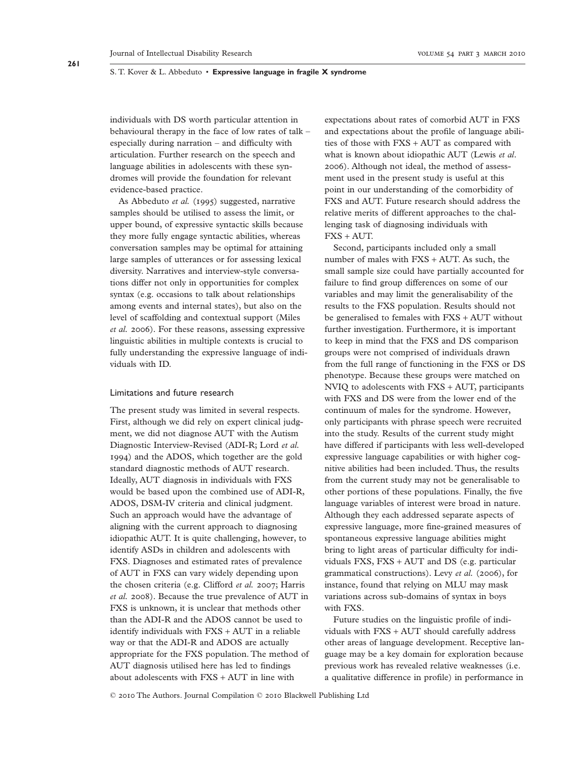individuals with DS worth particular attention in behavioural therapy in the face of low rates of talk – especially during narration – and difficulty with articulation. Further research on the speech and language abilities in adolescents with these syndromes will provide the foundation for relevant evidence-based practice.

As Abbeduto *et al.* (1995) suggested, narrative samples should be utilised to assess the limit, or upper bound, of expressive syntactic skills because they more fully engage syntactic abilities, whereas conversation samples may be optimal for attaining large samples of utterances or for assessing lexical diversity. Narratives and interview-style conversations differ not only in opportunities for complex syntax (e.g. occasions to talk about relationships among events and internal states), but also on the level of scaffolding and contextual support (Miles *et al.* 2006). For these reasons, assessing expressive linguistic abilities in multiple contexts is crucial to fully understanding the expressive language of individuals with ID.

## Limitations and future research

The present study was limited in several respects. First, although we did rely on expert clinical judgment, we did not diagnose AUT with the Autism Diagnostic Interview-Revised (ADI-R; Lord *et al.* 1994) and the ADOS, which together are the gold standard diagnostic methods of AUT research. Ideally, AUT diagnosis in individuals with FXS would be based upon the combined use of ADI-R, ADOS, DSM-IV criteria and clinical judgment. Such an approach would have the advantage of aligning with the current approach to diagnosing idiopathic AUT. It is quite challenging, however, to identify ASDs in children and adolescents with FXS. Diagnoses and estimated rates of prevalence of AUT in FXS can vary widely depending upon the chosen criteria (e.g. Clifford *et al.* 2007; Harris *et al.* 2008). Because the true prevalence of AUT in FXS is unknown, it is unclear that methods other than the ADI-R and the ADOS cannot be used to identify individuals with FXS + AUT in a reliable way or that the ADI-R and ADOS are actually appropriate for the FXS population. The method of AUT diagnosis utilised here has led to findings about adolescents with FXS + AUT in line with expectations about rates of comorbid AUT in FXS and expectations about the profile of language abilities of those with FXS + AUT as compared with what is known about idiopathic AUT (Lewis *et al.* 2006). Although not ideal, the method of assessment used in the present study is useful at this point in our understanding of the comorbidity of FXS and AUT. Future research should address the relative merits of different approaches to the challenging task of diagnosing individuals with FXS + AUT.

Second, participants included only a small number of males with FXS + AUT. As such, the small sample size could have partially accounted for failure to find group differences on some of our variables and may limit the generalisability of the results to the FXS population. Results should not be generalised to females with FXS + AUT without further investigation. Furthermore, it is important to keep in mind that the FXS and DS comparison groups were not comprised of individuals drawn from the full range of functioning in the FXS or DS phenotype. Because these groups were matched on NVIQ to adolescents with FXS + AUT, participants with FXS and DS were from the lower end of the continuum of males for the syndrome. However, only participants with phrase speech were recruited into the study. Results of the current study might have differed if participants with less well-developed expressive language capabilities or with higher cognitive abilities had been included. Thus, the results from the current study may not be generalisable to other portions of these populations. Finally, the five language variables of interest were broad in nature. Although they each addressed separate aspects of expressive language, more fine-grained measures of spontaneous expressive language abilities might bring to light areas of particular difficulty for individuals FXS, FXS + AUT and DS (e.g. particular grammatical constructions). Levy *et al.* (2006), for instance, found that relying on MLU may mask variations across sub-domains of syntax in boys with FXS.

Future studies on the linguistic profile of individuals with FXS + AUT should carefully address other areas of language development. Receptive language may be a key domain for exploration because previous work has revealed relative weaknesses (i.e. a qualitative difference in profile) in performance in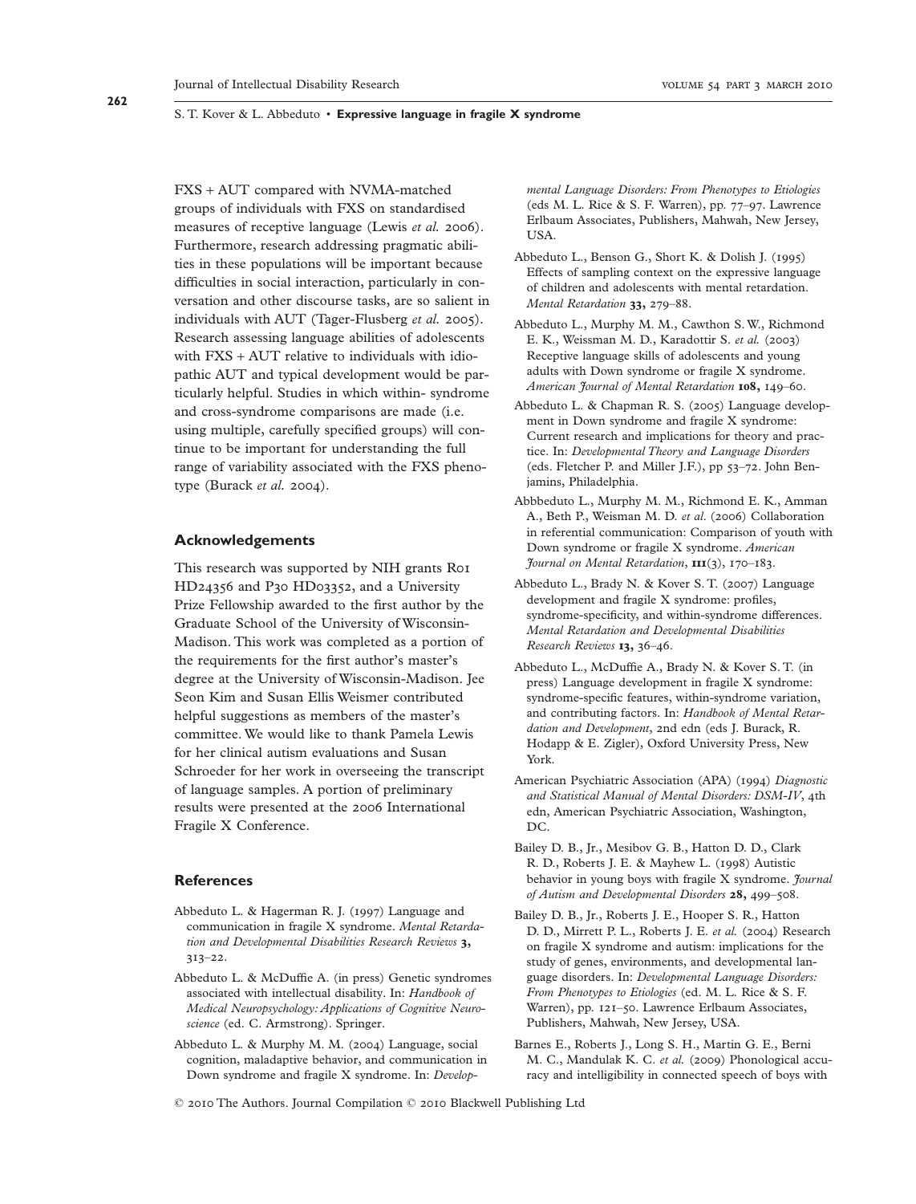FXS + AUT compared with NVMA-matched groups of individuals with FXS on standardised measures of receptive language (Lewis *et al.* 2006). Furthermore, research addressing pragmatic abilities in these populations will be important because difficulties in social interaction, particularly in conversation and other discourse tasks, are so salient in individuals with AUT (Tager-Flusberg *et al.* 2005). Research assessing language abilities of adolescents with FXS + AUT relative to individuals with idiopathic AUT and typical development would be particularly helpful. Studies in which within- syndrome and cross-syndrome comparisons are made (i.e. using multiple, carefully specified groups) will continue to be important for understanding the full range of variability associated with the FXS phenotype (Burack *et al.* 2004).

## Acknowledgements

This research was supported by NIH grants R01 HD24356 and P30 HD03352, and a University Prize Fellowship awarded to the first author by the Graduate School of the University of Wisconsin-Madison. This work was completed as a portion of the requirements for the first author's master's degree at the University of Wisconsin-Madison. Jee Seon Kim and Susan Ellis Weismer contributed helpful suggestions as members of the master's committee. We would like to thank Pamela Lewis for her clinical autism evaluations and Susan Schroeder for her work in overseeing the transcript of language samples. A portion of preliminary results were presented at the 2006 International Fragile X Conference.

## References

Abbeduto L. & Hagerman R. J. (1997) Language and communication in fragile X syndrome. *Mental Retardation and Developmental Disabilities Research Reviews* **3,** 313–22.

Abbeduto L. & McDuffie A. (in press) Genetic syndromes associated with intellectual disability. In: *Handbook of Medical Neuropsychology: Applications of Cognitive Neuroscience* (ed. C. Armstrong). Springer.

Abbeduto L. & Murphy M. M. (2004) Language, social cognition, maladaptive behavior, and communication in Down syndrome and fragile X syndrome. In: *Developmental Language Disorders: From Phenotypes to Etiologies* (eds M. L. Rice & S. F. Warren), pp. 77–97. Lawrence Erlbaum Associates, Publishers, Mahwah, New Jersey, USA.

Abbeduto L., Benson G., Short K. & Dolish J. (1995) Effects of sampling context on the expressive language of children and adolescents with mental retardation. *Mental Retardation* **33,** 279–88.

Abbeduto L., Murphy M. M., Cawthon S. W., Richmond E. K., Weissman M. D., Karadottir S. *et al.* (2003) Receptive language skills of adolescents and young adults with Down syndrome or fragile X syndrome. *American Journal of Mental Retardation* **108,** 149–60.

Abbeduto L. & Chapman R. S. (2005) Language development in Down syndrome and fragile X syndrome: Current research and implications for theory and practice. In: *Developmental Theory and Language Disorders* (eds. Fletcher P. and Miller J.F.), pp 53–72. John Benjamins, Philadelphia.

Abbbeduto L., Murphy M. M., Richmond E. K., Amman A., Beth P., Weisman M. D. *et al.* (2006) Collaboration in referential communication: Comparison of youth with Down syndrome or fragile X syndrome. *American Journal on Mental Retardation*, **111**(3), 170–183.

Abbeduto L., Brady N. & Kover S. T. (2007) Language development and fragile X syndrome: profiles, syndrome-specificity, and within-syndrome differences. *Mental Retardation and Developmental Disabilities Research Reviews* **13,** 36–46.

Abbeduto L., McDuffie A., Brady N. & Kover S. T. (in press) Language development in fragile X syndrome: syndrome-specific features, within-syndrome variation, and contributing factors. In: *Handbook of Mental Retardation and Development*, 2nd edn (eds J. Burack, R. Hodapp & E. Zigler), Oxford University Press, New York.

American Psychiatric Association (APA) (1994) *Diagnostic and Statistical Manual of Mental Disorders: DSM-IV*, 4th edn, American Psychiatric Association, Washington, DC.

Bailey D. B., Jr., Mesibov G. B., Hatton D. D., Clark R. D., Roberts J. E. & Mayhew L. (1998) Autistic behavior in young boys with fragile X syndrome. *Journal of Autism and Developmental Disorders* **28,** 499–508.

Bailey D. B., Jr., Roberts J. E., Hooper S. R., Hatton D. D., Mirrett P. L., Roberts J. E. *et al.* (2004) Research on fragile X syndrome and autism: implications for the study of genes, environments, and developmental language disorders. In: *Developmental Language Disorders: From Phenotypes to Etiologies* (ed. M. L. Rice & S. F. Warren), pp. 121–50. Lawrence Erlbaum Associates, Publishers, Mahwah, New Jersey, USA.

Barnes E., Roberts J., Long S. H., Martin G. E., Berni M. C., Mandulak K. C. *et al.* (2009) Phonological accuracy and intelligibility in connected speech of boys with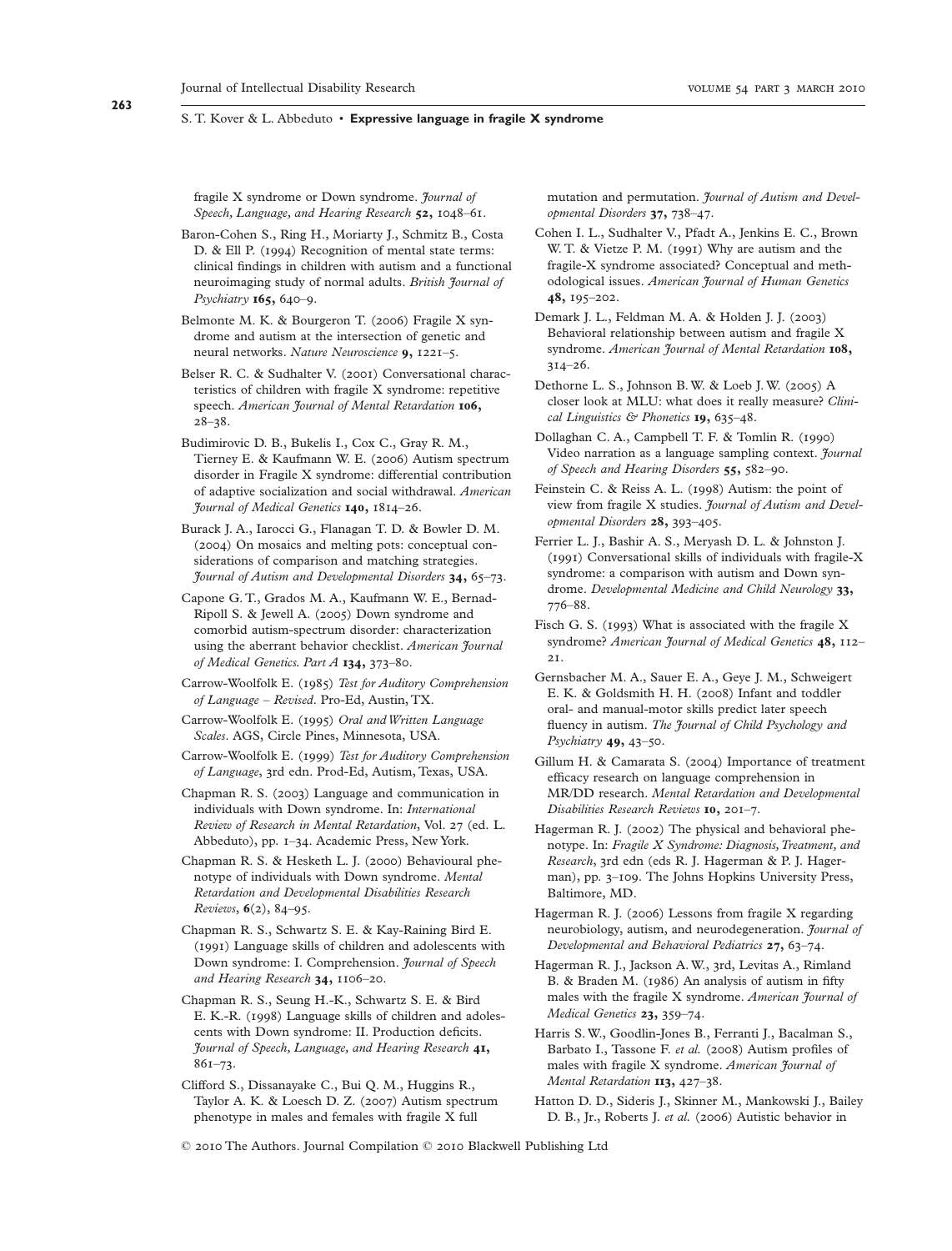fragile X syndrome or Down syndrome. *Journal of Speech, Language, and Hearing Research* **52,** 1048–61.

Baron-Cohen S., Ring H., Moriarty J., Schmitz B., Costa D. & Ell P. (1994) Recognition of mental state terms: clinical findings in children with autism and a functional neuroimaging study of normal adults. *British Journal of Psychiatry* **165,** 640–9.

Belmonte M. K. & Bourgeron T. (2006) Fragile X syndrome and autism at the intersection of genetic and neural networks. *Nature Neuroscience* **9,** 1221–5.

Belser R. C. & Sudhalter V. (2001) Conversational characteristics of children with fragile X syndrome: repetitive speech. *American Journal of Mental Retardation* **106,** 28–38.

Budimirovic D. B., Bukelis I., Cox C., Gray R. M., Tierney E. & Kaufmann W. E. (2006) Autism spectrum disorder in Fragile X syndrome: differential contribution of adaptive socialization and social withdrawal. *American Journal of Medical Genetics* **140,** 1814–26.

Burack J. A., Iarocci G., Flanagan T. D. & Bowler D. M. (2004) On mosaics and melting pots: conceptual considerations of comparison and matching strategies. *Journal of Autism and Developmental Disorders* **34,** 65–73.

Capone G. T., Grados M. A., Kaufmann W. E., Bernad-Ripoll S. & Jewell A. (2005) Down syndrome and comorbid autism-spectrum disorder: characterization using the aberrant behavior checklist. *American Journal of Medical Genetics. Part A* **134,** 373–80.

Carrow-Woolfolk E. (1985) *Test for Auditory Comprehension of Language – Revised*. Pro-Ed, Austin, TX.

Carrow-Woolfolk E. (1995) *Oral and Written Language Scales*. AGS, Circle Pines, Minnesota, USA.

Carrow-Woolfolk E. (1999) *Test for Auditory Comprehension of Language*, 3rd edn. Prod-Ed, Autism, Texas, USA.

Chapman R. S. (2003) Language and communication in individuals with Down syndrome. In: *International Review of Research in Mental Retardation*, Vol. 27 (ed. L. Abbeduto), pp. 1–34. Academic Press, New York.

Chapman R. S. & Hesketh L. J. (2000) Behavioural phenotype of individuals with Down syndrome. *Mental Retardation and Developmental Disabilities Research Reviews*, **6**(2), 84–95.

Chapman R. S., Schwartz S. E. & Kay-Raining Bird E. (1991) Language skills of children and adolescents with Down syndrome: I. Comprehension. *Journal of Speech and Hearing Research* **34,** 1106–20.

Chapman R. S., Seung H.-K., Schwartz S. E. & Bird E. K.-R. (1998) Language skills of children and adolescents with Down syndrome: II. Production deficits. *Journal of Speech, Language, and Hearing Research* **41,** 861–73.

Clifford S., Dissanayake C., Bui Q. M., Huggins R., Taylor A. K. & Loesch D. Z. (2007) Autism spectrum phenotype in males and females with fragile X full mutation and permutation. *Journal of Autism and Developmental Disorders* **37,** 738–47.

Cohen I. L., Sudhalter V., Pfadt A., Jenkins E. C., Brown W. T. & Vietze P. M. (1991) Why are autism and the fragile-X syndrome associated? Conceptual and methodological issues. *American Journal of Human Genetics* **48,** 195–202.

Demark J. L., Feldman M. A. & Holden J. J. (2003) Behavioral relationship between autism and fragile X syndrome. *American Journal of Mental Retardation* **108,** 314–26.

Dethorne L. S., Johnson B. W. & Loeb J. W. (2005) A closer look at MLU: what does it really measure? *Clinical Linguistics & Phonetics* **19,** 635–48.

Dollaghan C. A., Campbell T. F. & Tomlin R. (1990) Video narration as a language sampling context. *Journal of Speech and Hearing Disorders* **55,** 582–90.

Feinstein C. & Reiss A. L. (1998) Autism: the point of view from fragile X studies. *Journal of Autism and Developmental Disorders* **28,** 393–405.

Ferrier L. J., Bashir A. S., Meryash D. L. & Johnston J. (1991) Conversational skills of individuals with fragile-X syndrome: a comparison with autism and Down syndrome. *Developmental Medicine and Child Neurology* **33,** 776–88.

Fisch G. S. (1993) What is associated with the fragile X syndrome? *American Journal of Medical Genetics* **48,** 112–21.

Gernsbacher M. A., Sauer E. A., Geye J. M., Schweigert E. K. & Goldsmith H. H. (2008) Infant and toddler oral- and manual-motor skills predict later speech fluency in autism. *The Journal of Child Psychology and Psychiatry* **49,** 43–50.

Gillum H. & Camarata S. (2004) Importance of treatment efficacy research on language comprehension in MR/DD research. *Mental Retardation and Developmental Disabilities Research Reviews* **10,** 201–7.

Hagerman R. J. (2002) The physical and behavioral phenotype. In: *Fragile X Syndrome: Diagnosis, Treatment, and Research*, 3rd edn (eds R. J. Hagerman & P. J. Hagerman), pp. 3–109. The Johns Hopkins University Press, Baltimore, MD.

Hagerman R. J. (2006) Lessons from fragile X regarding neurobiology, autism, and neurodegeneration. *Journal of Developmental and Behavioral Pediatrics* **27,** 63–74.

Hagerman R. J., Jackson A. W., 3rd, Levitas A., Rimland B. & Braden M. (1986) An analysis of autism in fifty males with the fragile X syndrome. *American Journal of Medical Genetics* **23,** 359–74.

Harris S. W., Goodlin-Jones B., Ferranti J., Bacalman S., Barbato I., Tassone F. *et al.* (2008) Autism profiles of males with fragile X syndrome. *American Journal of Mental Retardation* **113,** 427–38.

Hatton D. D., Sideris J., Skinner M., Mankowski J., Bailey D. B., Jr., Roberts J. *et al.* (2006) Autistic behavior in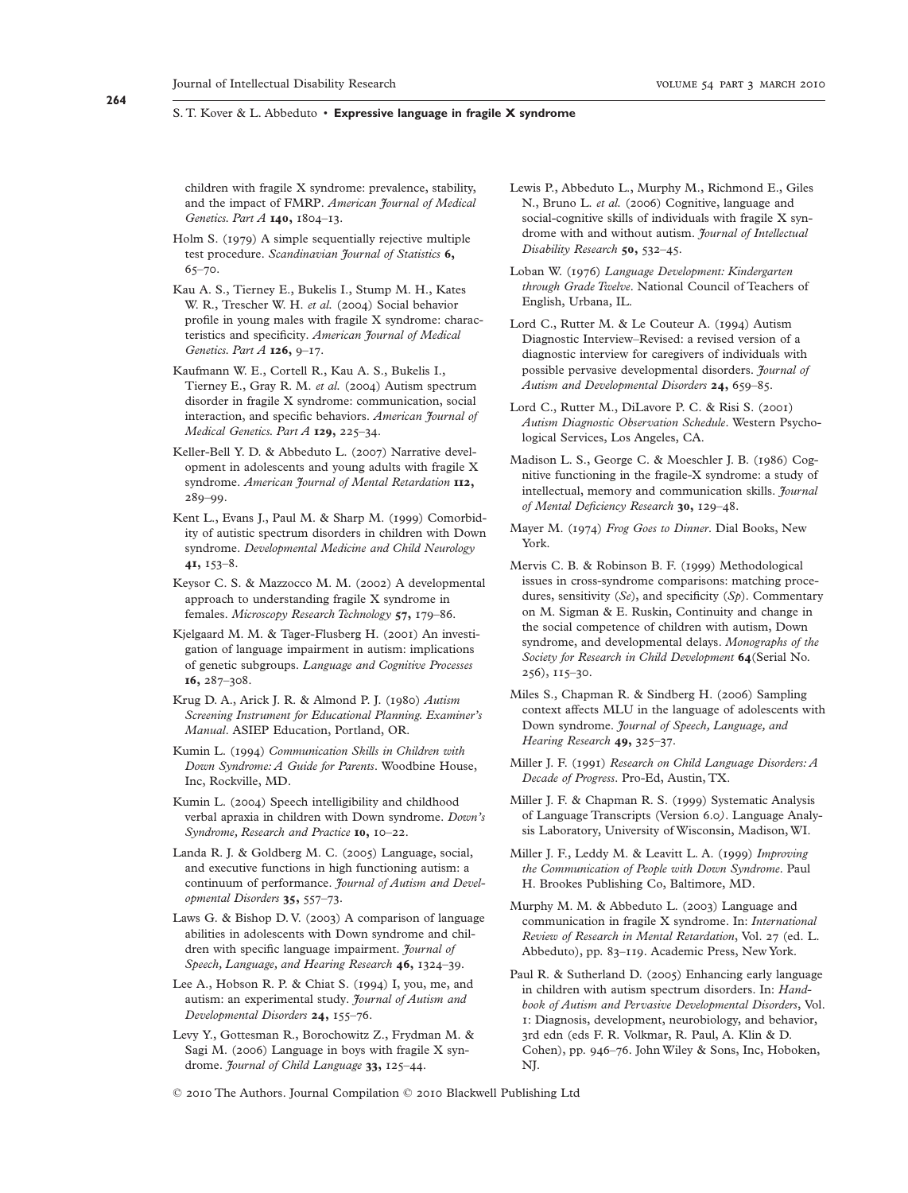children with fragile X syndrome: prevalence, stability, and the impact of FMRP. *American Journal of Medical Genetics. Part A* **140,** 1804–13.

Holm S. (1979) A simple sequentially rejective multiple test procedure. *Scandinavian Journal of Statistics* **6,** 65–70.

Kau A. S., Tierney E., Bukelis I., Stump M. H., Kates W. R., Trescher W. H. *et al.* (2004) Social behavior profile in young males with fragile X syndrome: characteristics and specificity. *American Journal of Medical Genetics. Part A* **126,** 9–17.

Kaufmann W. E., Cortell R., Kau A. S., Bukelis I., Tierney E., Gray R. M. *et al.* (2004) Autism spectrum disorder in fragile X syndrome: communication, social interaction, and specific behaviors. *American Journal of Medical Genetics. Part A* **129,** 225–34.

Keller-Bell Y. D. & Abbeduto L. (2007) Narrative development in adolescents and young adults with fragile X syndrome. *American Journal of Mental Retardation* **112,** 289–99.

Kent L., Evans J., Paul M. & Sharp M. (1999) Comorbidity of autistic spectrum disorders in children with Down syndrome. *Developmental Medicine and Child Neurology* **41,** 153–8.

Keysor C. S. & Mazzocco M. M. (2002) A developmental approach to understanding fragile X syndrome in females. *Microscopy Research Technology* **57,** 179–86.

Kjelgaard M. M. & Tager-Flusberg H. (2001) An investigation of language impairment in autism: implications of genetic subgroups. *Language and Cognitive Processes* **16,** 287–308.

Krug D. A., Arick J. R. & Almond P. J. (1980) *Autism Screening Instrument for Educational Planning. Examiner's Manual*. ASIEP Education, Portland, OR.

Kumin L. (1994) *Communication Skills in Children with Down Syndrome: A Guide for Parents*. Woodbine House, Inc, Rockville, MD.

Kumin L. (2004) Speech intelligibility and childhood verbal apraxia in children with Down syndrome. *Down's Syndrome, Research and Practice* **10,** 10–22.

Landa R. J. & Goldberg M. C. (2005) Language, social, and executive functions in high functioning autism: a continuum of performance. *Journal of Autism and Developmental Disorders* **35,** 557–73.

Laws G. & Bishop D. V. (2003) A comparison of language abilities in adolescents with Down syndrome and children with specific language impairment. *Journal of Speech, Language, and Hearing Research* **46,** 1324–39.

Lee A., Hobson R. P. & Chiat S. (1994) I, you, me, and autism: an experimental study. *Journal of Autism and Developmental Disorders* **24,** 155–76.

Levy Y., Gottesman R., Borochowitz Z., Frydman M. & Sagi M. (2006) Language in boys with fragile X syndrome. *Journal of Child Language* **33,** 125–44.

Lewis P., Abbeduto L., Murphy M., Richmond E., Giles N., Bruno L. *et al.* (2006) Cognitive, language and social-cognitive skills of individuals with fragile X syndrome with and without autism. *Journal of Intellectual Disability Research* **50,** 532–45.

Loban W. (1976) *Language Development: Kindergarten through Grade Twelve*. National Council of Teachers of English, Urbana, IL.

Lord C., Rutter M. & Le Couteur A. (1994) Autism Diagnostic Interview–Revised: a revised version of a diagnostic interview for caregivers of individuals with possible pervasive developmental disorders. *Journal of Autism and Developmental Disorders* **24,** 659–85.

Lord C., Rutter M., DiLavore P. C. & Risi S. (2001) *Autism Diagnostic Observation Schedule*. Western Psychological Services, Los Angeles, CA.

Madison L. S., George C. & Moeschler J. B. (1986) Cognitive functioning in the fragile-X syndrome: a study of intellectual, memory and communication skills. *Journal of Mental Deficiency Research* **30,** 129–48.

Mayer M. (1974) *Frog Goes to Dinner*. Dial Books, New York.

Mervis C. B. & Robinson B. F. (1999) Methodological issues in cross-syndrome comparisons: matching procedures, sensitivity (*Se*), and specificity (*Sp*). Commentary on M. Sigman & E. Ruskin, Continuity and change in the social competence of children with autism, Down syndrome, and developmental delays. *Monographs of the Society for Research in Child Development* **64**(Serial No. 256), 115–30.

Miles S., Chapman R. & Sindberg H. (2006) Sampling context affects MLU in the language of adolescents with Down syndrome. *Journal of Speech, Language, and Hearing Research* **49,** 325–37.

Miller J. F. (1991) *Research on Child Language Disorders: A Decade of Progress*. Pro-Ed, Austin, TX.

Miller J. F. & Chapman R. S. (1999) Systematic Analysis of Language Transcripts (Version 6.0). Language Analysis Laboratory, University of Wisconsin, Madison, WI.

Miller J. F., Leddy M. & Leavitt L. A. (1999) *Improving the Communication of People with Down Syndrome*. Paul H. Brookes Publishing Co, Baltimore, MD.

Murphy M. M. & Abbeduto L. (2003) Language and communication in fragile X syndrome. In: *International Review of Research in Mental Retardation*, Vol. 27 (ed. L. Abbeduto), pp. 83–119. Academic Press, New York.

Paul R. & Sutherland D. (2005) Enhancing early language in children with autism spectrum disorders. In: *Handbook of Autism and Pervasive Developmental Disorders*, Vol. 1: Diagnosis, development, neurobiology, and behavior, 3rd edn (eds F. R. Volkmar, R. Paul, A. Klin & D. Cohen), pp. 946–76. John Wiley & Sons, Inc, Hoboken, NJ.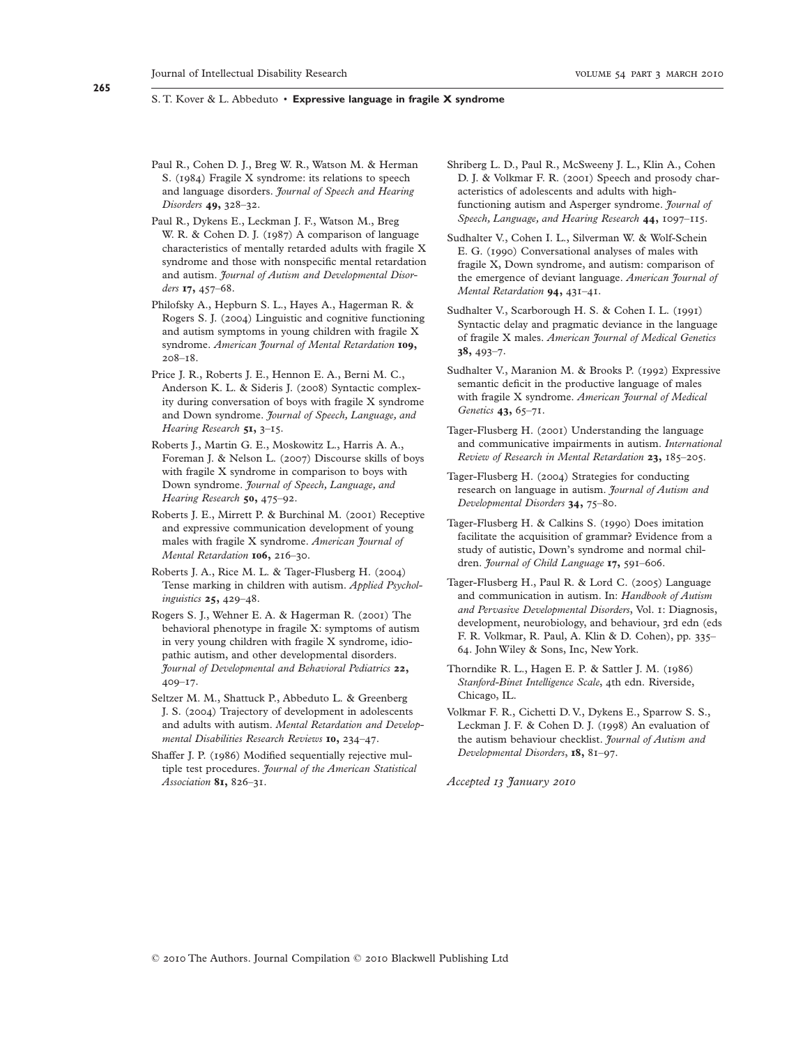Paul R., Cohen D. J., Breg W. R., Watson M. & Herman S. (1984) Fragile X syndrome: its relations to speech and language disorders. *Journal of Speech and Hearing Disorders* **49,** 328–32.

Paul R., Dykens E., Leckman J. F., Watson M., Breg W. R. & Cohen D. J. (1987) A comparison of language characteristics of mentally retarded adults with fragile X syndrome and those with nonspecific mental retardation and autism. *Journal of Autism and Developmental Disorders* **17,** 457–68.

Philofsky A., Hepburn S. L., Hayes A., Hagerman R. & Rogers S. J. (2004) Linguistic and cognitive functioning and autism symptoms in young children with fragile X syndrome. *American Journal of Mental Retardation* **109,** 208–18.

Price J. R., Roberts J. E., Hennon E. A., Berni M. C., Anderson K. L. & Sideris J. (2008) Syntactic complexity during conversation of boys with fragile X syndrome and Down syndrome. *Journal of Speech, Language, and Hearing Research* **51,** 3–15.

Roberts J., Martin G. E., Moskowitz L., Harris A. A., Foreman J. & Nelson L. (2007) Discourse skills of boys with fragile X syndrome in comparison to boys with Down syndrome. *Journal of Speech, Language, and Hearing Research* **50,** 475–92.

Roberts J. E., Mirrett P. & Burchinal M. (2001) Receptive and expressive communication development of young males with fragile X syndrome. *American Journal of Mental Retardation* **106,** 216–30.

Roberts J. A., Rice M. L. & Tager-Flusberg H. (2004) Tense marking in children with autism. *Applied Psycholinguistics* **25,** 429–48.

Rogers S. J., Wehner E. A. & Hagerman R. (2001) The behavioral phenotype in fragile X: symptoms of autism in very young children with fragile X syndrome, idiopathic autism, and other developmental disorders. *Journal of Developmental and Behavioral Pediatrics* **22,** 409–17.

Seltzer M. M., Shattuck P., Abbeduto L. & Greenberg J. S. (2004) Trajectory of development in adolescents and adults with autism. *Mental Retardation and Developmental Disabilities Research Reviews* **10,** 234–47.

Shaffer J. P. (1986) Modified sequentially rejective multiple test procedures. *Journal of the American Statistical Association* **81,** 826–31.

Shriberg L. D., Paul R., McSweeny J. L., Klin A., Cohen D. J. & Volkmar F. R. (2001) Speech and prosody characteristics of adolescents and adults with high-functioning autism and Asperger syndrome. *Journal of Speech, Language, and Hearing Research* **44,** 1097–115.

Sudhalter V., Cohen I. L., Silverman W. & Wolf-Schein E. G. (1990) Conversational analyses of males with fragile X, Down syndrome, and autism: comparison of the emergence of deviant language. *American Journal of Mental Retardation* **94,** 431–41.

Sudhalter V., Scarborough H. S. & Cohen I. L. (1991) Syntactic delay and pragmatic deviance in the language of fragile X males. *American Journal of Medical Genetics* **38,** 493–7.

Sudhalter V., Maranion M. & Brooks P. (1992) Expressive semantic deficit in the productive language of males with fragile X syndrome. *American Journal of Medical Genetics* **43,** 65–71.

Tager-Flusberg H. (2001) Understanding the language and communicative impairments in autism. *International Review of Research in Mental Retardation* **23,** 185–205.

Tager-Flusberg H. (2004) Strategies for conducting research on language in autism. *Journal of Autism and Developmental Disorders* **34,** 75–80.

Tager-Flusberg H. & Calkins S. (1990) Does imitation facilitate the acquisition of grammar? Evidence from a study of autistic, Down's syndrome and normal children. *Journal of Child Language* **17,** 591–606.

Tager-Flusberg H., Paul R. & Lord C. (2005) Language and communication in autism. In: *Handbook of Autism and Pervasive Developmental Disorders*, Vol. 1: Diagnosis, development, neurobiology, and behaviour, 3rd edn (eds F. R. Volkmar, R. Paul, A. Klin & D. Cohen), pp. 335–64. John Wiley & Sons, Inc, New York.

Thorndike R. L., Hagen E. P. & Sattler J. M. (1986) *Stanford-Binet Intelligence Scale*, 4th edn. Riverside, Chicago, IL.

Volkmar F. R., Cichetti D. V., Dykens E., Sparrow S. S., Leckman J. F. & Cohen D. J. (1998) An evaluation of the autism behaviour checklist. *Journal of Autism and Developmental Disorders*, **18,** 81–97.

*Accepted 13 January 2010*